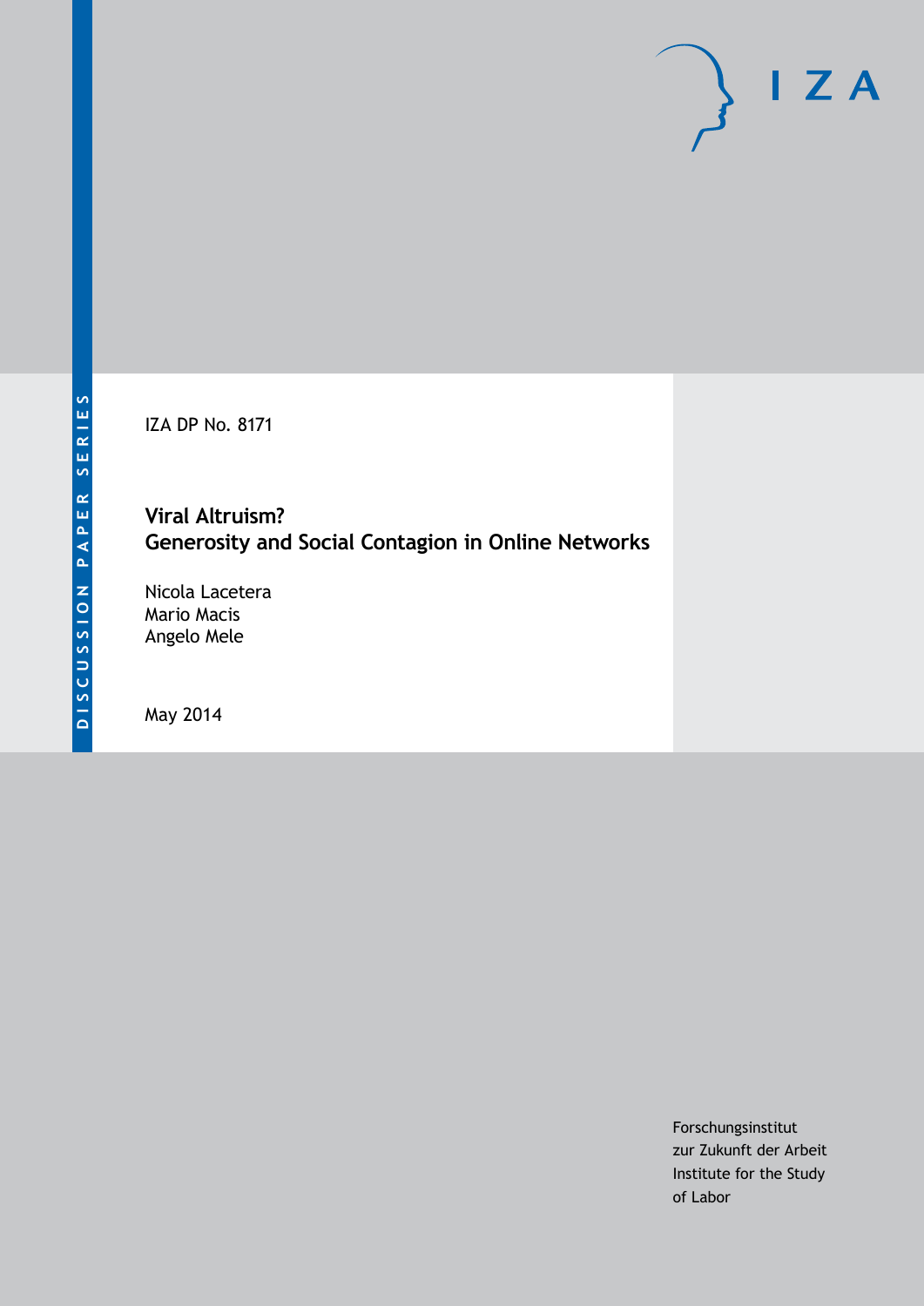DISCUSSION PAPER SERIES

IZA DP No. 8171

# Viral Altruism? Generosity and Social Contagion in Online Networks

Nicola Lacetera
Mario Macis
Angelo Mele

May 2014

Forschungsinstitut
zur Zukunft der Arbeit
Institute for the Study
of Labor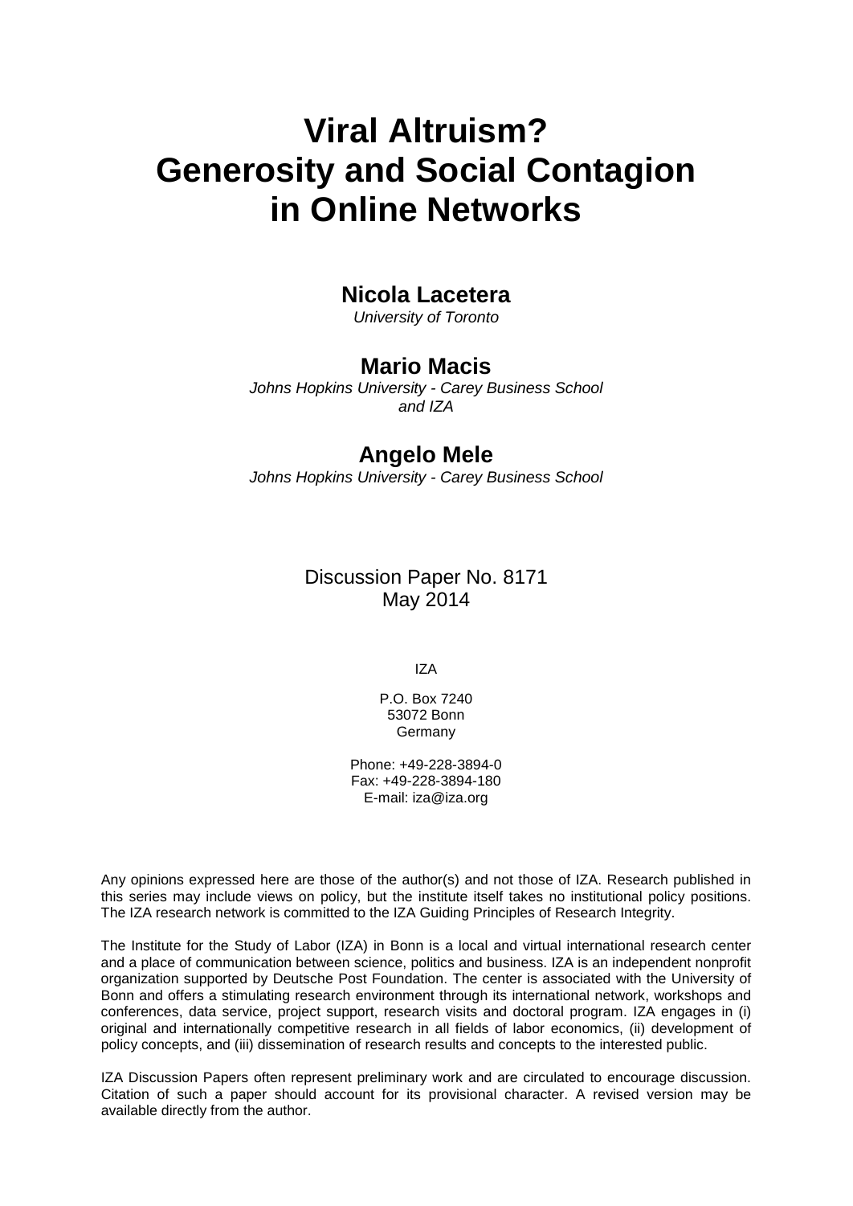# Viral Altruism? Generosity and Social Contagion in Online Networks

**Nicola Lacetera**
*University of Toronto*

**Mario Macis**
*Johns Hopkins University - Carey Business School and IZA*

**Angelo Mele**
*Johns Hopkins University - Carey Business School*

Discussion Paper No. 8171
May 2014

IZA

P.O. Box 7240
53072 Bonn
Germany

Phone: +49-228-3894-0
Fax: +49-228-3894-180
E-mail: iza@iza.org

Any opinions expressed here are those of the author(s) and not those of IZA. Research published in this series may include views on policy, but the institute itself takes no institutional policy positions. The IZA research network is committed to the IZA Guiding Principles of Research Integrity.

The Institute for the Study of Labor (IZA) in Bonn is a local and virtual international research center and a place of communication between science, politics and business. IZA is an independent nonprofit organization supported by Deutsche Post Foundation. The center is associated with the University of Bonn and offers a stimulating research environment through its international network, workshops and conferences, data service, project support, research visits and doctoral program. IZA engages in (i) original and internationally competitive research in all fields of labor economics, (ii) development of policy concepts, and (iii) dissemination of research results and concepts to the interested public.

IZA Discussion Papers often represent preliminary work and are circulated to encourage discussion. Citation of such a paper should account for its provisional character. A revised version may be available directly from the author.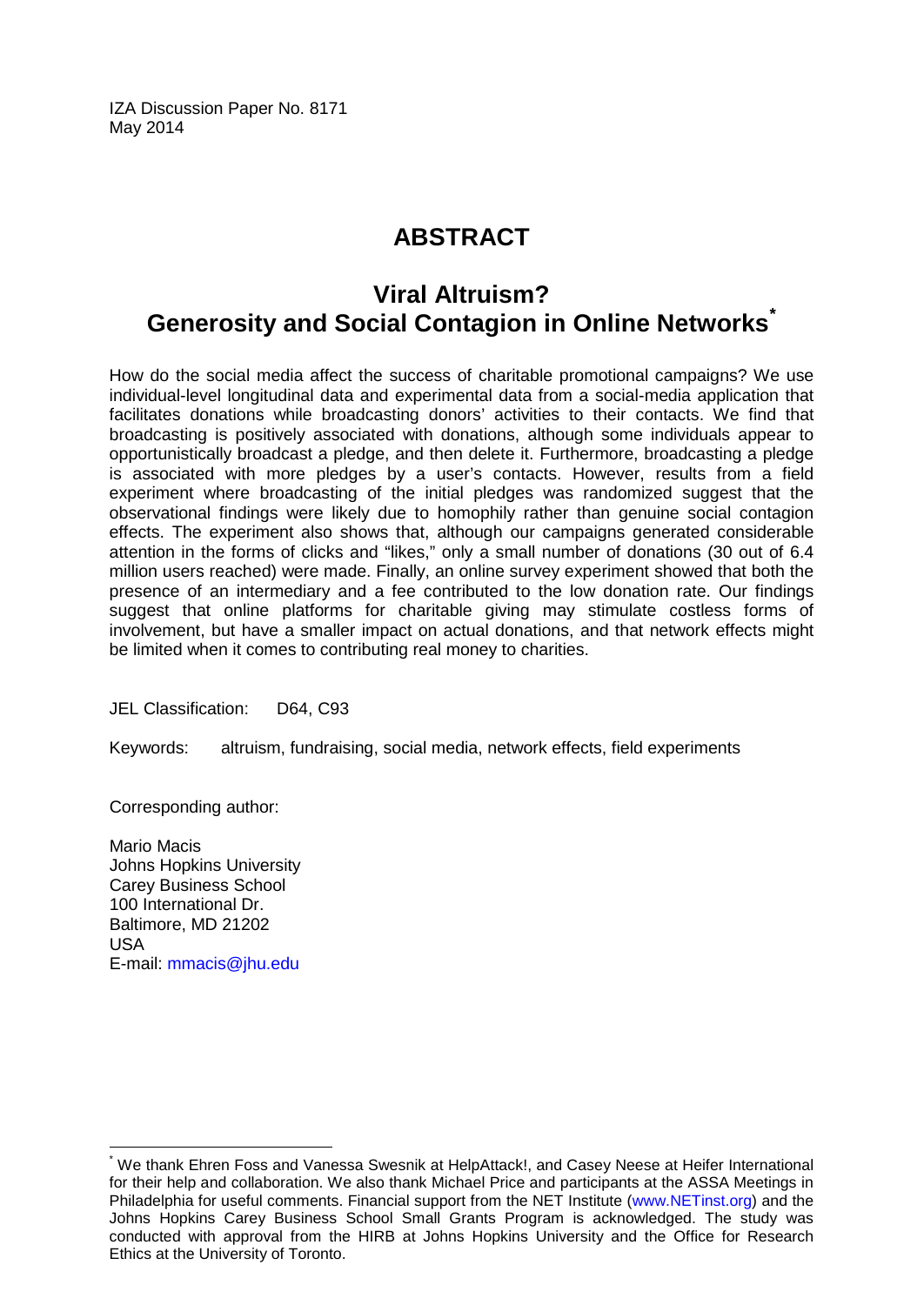IZA Discussion Paper No. 8171
May 2014

# ABSTRACT

## Viral Altruism? Generosity and Social Contagion in Online Networks*

How do the social media affect the success of charitable promotional campaigns? We use individual-level longitudinal data and experimental data from a social-media application that facilitates donations while broadcasting donors' activities to their contacts. We find that broadcasting is positively associated with donations, although some individuals appear to opportunistically broadcast a pledge, and then delete it. Furthermore, broadcasting a pledge is associated with more pledges by a user's contacts. However, results from a field experiment where broadcasting of the initial pledges was randomized suggest that the observational findings were likely due to homophily rather than genuine social contagion effects. The experiment also shows that, although our campaigns generated considerable attention in the forms of clicks and "likes," only a small number of donations (30 out of 6.4 million users reached) were made. Finally, an online survey experiment showed that both the presence of an intermediary and a fee contributed to the low donation rate. Our findings suggest that online platforms for charitable giving may stimulate costless forms of involvement, but have a smaller impact on actual donations, and that network effects might be limited when it comes to contributing real money to charities.

JEL Classification: D64, C93

Keywords: altruism, fundraising, social media, network effects, field experiments

Corresponding author:

Mario Macis
Johns Hopkins University
Carey Business School
100 International Dr.
Baltimore, MD 21202
USA
E-mail: mmacis@jhu.edu

---

* We thank Ehren Foss and Vanessa Swesnik at HelpAttack!, and Casey Neese at Heifer International for their help and collaboration. We also thank Michael Price and participants at the ASSA Meetings in Philadelphia for useful comments. Financial support from the NET Institute (www.NETinst.org) and the Johns Hopkins Carey Business School Small Grants Program is acknowledged. The study was conducted with approval from the HIRB at Johns Hopkins University and the Office for Research Ethics at the University of Toronto.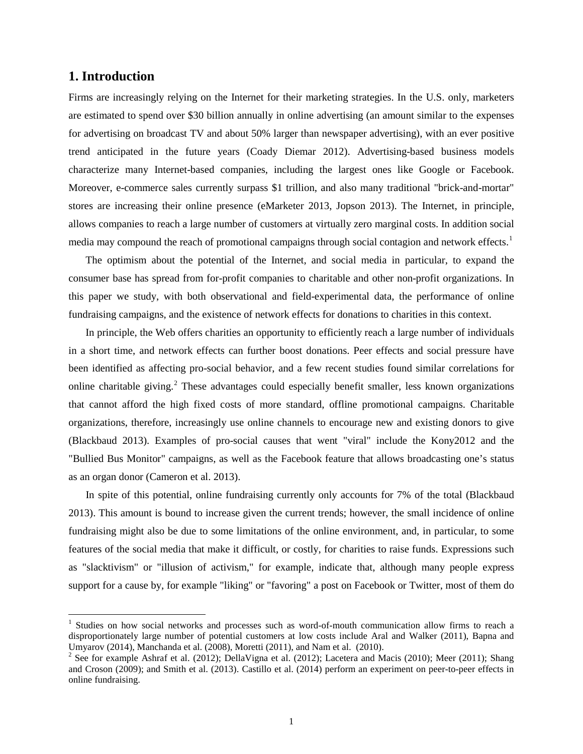## 1. Introduction

Firms are increasingly relying on the Internet for their marketing strategies. In the U.S. only, marketers are estimated to spend over $30 billion annually in online advertising (an amount similar to the expenses for advertising on broadcast TV and about 50% larger than newspaper advertising), with an ever positive trend anticipated in the future years (Coady Diemar 2012). Advertising-based business models characterize many Internet-based companies, including the largest ones like Google or Facebook. Moreover, e-commerce sales currently surpass $1 trillion, and also many traditional "brick-and-mortar" stores are increasing their online presence (eMarketer 2013, Jopson 2013). The Internet, in principle, allows companies to reach a large number of customers at virtually zero marginal costs. In addition social media may compound the reach of promotional campaigns through social contagion and network effects.[1]

The optimism about the potential of the Internet, and social media in particular, to expand the consumer base has spread from for-profit companies to charitable and other non-profit organizations. In this paper we study, with both observational and field-experimental data, the performance of online fundraising campaigns, and the existence of network effects for donations to charities in this context.

In principle, the Web offers charities an opportunity to efficiently reach a large number of individuals in a short time, and network effects can further boost donations. Peer effects and social pressure have been identified as affecting pro-social behavior, and a few recent studies found similar correlations for online charitable giving.[2] These advantages could especially benefit smaller, less known organizations that cannot afford the high fixed costs of more standard, offline promotional campaigns. Charitable organizations, therefore, increasingly use online channels to encourage new and existing donors to give (Blackbaud 2013). Examples of pro-social causes that went "viral" include the Kony2012 and the "Bullied Bus Monitor" campaigns, as well as the Facebook feature that allows broadcasting one's status as an organ donor (Cameron et al. 2013).

In spite of this potential, online fundraising currently only accounts for 7% of the total (Blackbaud 2013). This amount is bound to increase given the current trends; however, the small incidence of online fundraising might also be due to some limitations of the online environment, and, in particular, to some features of the social media that make it difficult, or costly, for charities to raise funds. Expressions such as "slacktivism" or "illusion of activism," for example, indicate that, although many people express support for a cause by, for example "liking" or "favoring" a post on Facebook or Twitter, most of them do

[1] Studies on how social networks and processes such as word-of-mouth communication allow firms to reach a disproportionately large number of potential customers at low costs include Aral and Walker (2011), Bapna and Umyarov (2014), Manchanda et al. (2008), Moretti (2011), and Nam et al. (2010).

[2] See for example Ashraf et al. (2012); DellaVigna et al. (2012); Lacetera and Macis (2010); Meer (2011); Shang and Croson (2009); and Smith et al. (2013). Castillo et al. (2014) perform an experiment on peer-to-peer effects in online fundraising.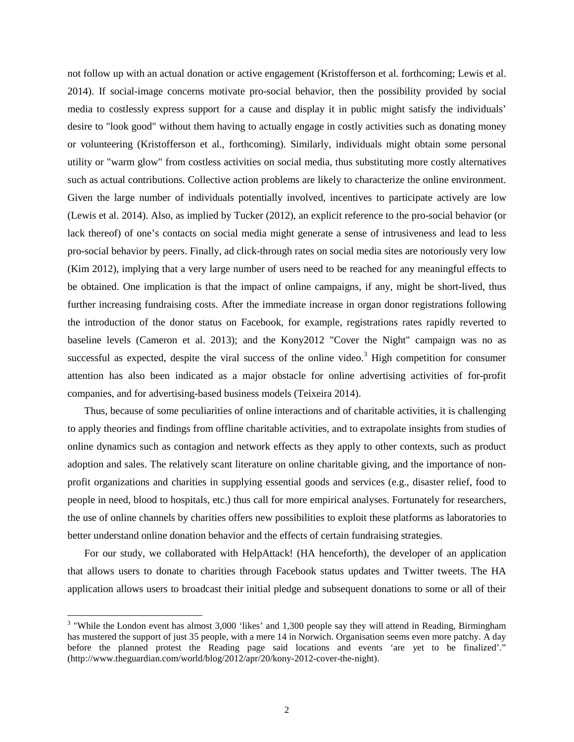not follow up with an actual donation or active engagement (Kristofferson et al. forthcoming; Lewis et al. 2014). If social-image concerns motivate pro-social behavior, then the possibility provided by social media to costlessly express support for a cause and display it in public might satisfy the individuals' desire to "look good" without them having to actually engage in costly activities such as donating money or volunteering (Kristofferson et al., forthcoming). Similarly, individuals might obtain some personal utility or "warm glow" from costless activities on social media, thus substituting more costly alternatives such as actual contributions. Collective action problems are likely to characterize the online environment. Given the large number of individuals potentially involved, incentives to participate actively are low (Lewis et al. 2014). Also, as implied by Tucker (2012), an explicit reference to the pro-social behavior (or lack thereof) of one's contacts on social media might generate a sense of intrusiveness and lead to less pro-social behavior by peers. Finally, ad click-through rates on social media sites are notoriously very low (Kim 2012), implying that a very large number of users need to be reached for any meaningful effects to be obtained. One implication is that the impact of online campaigns, if any, might be short-lived, thus further increasing fundraising costs. After the immediate increase in organ donor registrations following the introduction of the donor status on Facebook, for example, registrations rates rapidly reverted to baseline levels (Cameron et al. 2013); and the Kony2012 "Cover the Night" campaign was no as successful as expected, despite the viral success of the online video.[3] High competition for consumer attention has also been indicated as a major obstacle for online advertising activities of for-profit companies, and for advertising-based business models (Teixeira 2014).

Thus, because of some peculiarities of online interactions and of charitable activities, it is challenging to apply theories and findings from offline charitable activities, and to extrapolate insights from studies of online dynamics such as contagion and network effects as they apply to other contexts, such as product adoption and sales. The relatively scant literature on online charitable giving, and the importance of non-profit organizations and charities in supplying essential goods and services (e.g., disaster relief, food to people in need, blood to hospitals, etc.) thus call for more empirical analyses. Fortunately for researchers, the use of online channels by charities offers new possibilities to exploit these platforms as laboratories to better understand online donation behavior and the effects of certain fundraising strategies.

For our study, we collaborated with HelpAttack! (HA henceforth), the developer of an application that allows users to donate to charities through Facebook status updates and Twitter tweets. The HA application allows users to broadcast their initial pledge and subsequent donations to some or all of their

[3] "While the London event has almost 3,000 'likes' and 1,300 people say they will attend in Reading, Birmingham has mustered the support of just 35 people, with a mere 14 in Norwich. Organisation seems even more patchy. A day before the planned protest the Reading page said locations and events 'are yet to be finalized'." (http://www.theguardian.com/world/blog/2012/apr/20/kony-2012-cover-the-night).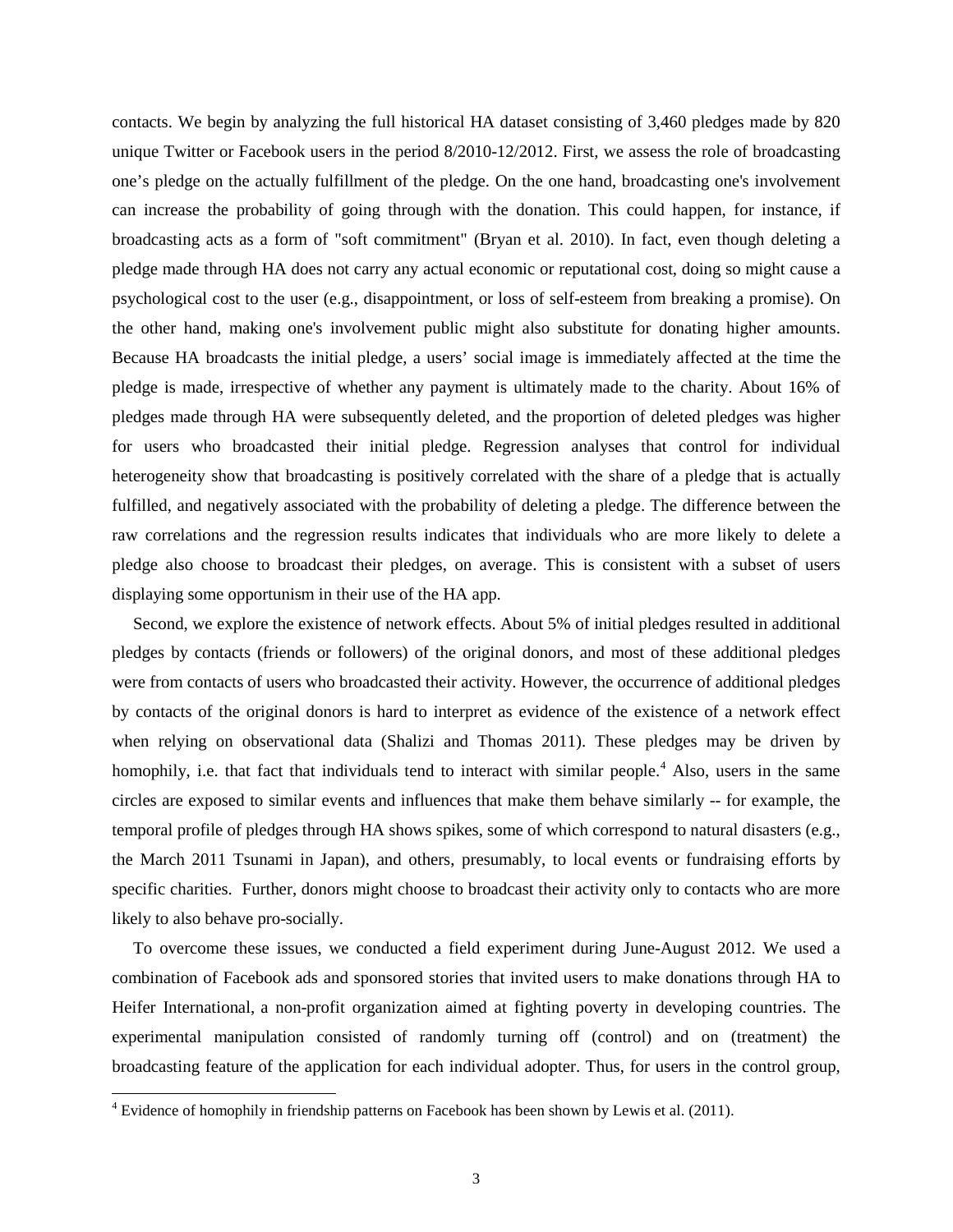contacts. We begin by analyzing the full historical HA dataset consisting of 3,460 pledges made by 820 unique Twitter or Facebook users in the period 8/2010-12/2012. First, we assess the role of broadcasting one's pledge on the actually fulfillment of the pledge. On the one hand, broadcasting one's involvement can increase the probability of going through with the donation. This could happen, for instance, if broadcasting acts as a form of "soft commitment" (Bryan et al. 2010). In fact, even though deleting a pledge made through HA does not carry any actual economic or reputational cost, doing so might cause a psychological cost to the user (e.g., disappointment, or loss of self-esteem from breaking a promise). On the other hand, making one's involvement public might also substitute for donating higher amounts. Because HA broadcasts the initial pledge, a users' social image is immediately affected at the time the pledge is made, irrespective of whether any payment is ultimately made to the charity. About 16% of pledges made through HA were subsequently deleted, and the proportion of deleted pledges was higher for users who broadcasted their initial pledge. Regression analyses that control for individual heterogeneity show that broadcasting is positively correlated with the share of a pledge that is actually fulfilled, and negatively associated with the probability of deleting a pledge. The difference between the raw correlations and the regression results indicates that individuals who are more likely to delete a pledge also choose to broadcast their pledges, on average. This is consistent with a subset of users displaying some opportunism in their use of the HA app.

Second, we explore the existence of network effects. About 5% of initial pledges resulted in additional pledges by contacts (friends or followers) of the original donors, and most of these additional pledges were from contacts of users who broadcasted their activity. However, the occurrence of additional pledges by contacts of the original donors is hard to interpret as evidence of the existence of a network effect when relying on observational data (Shalizi and Thomas 2011). These pledges may be driven by homophily, i.e. that fact that individuals tend to interact with similar people.[4] Also, users in the same circles are exposed to similar events and influences that make them behave similarly -- for example, the temporal profile of pledges through HA shows spikes, some of which correspond to natural disasters (e.g., the March 2011 Tsunami in Japan), and others, presumably, to local events or fundraising efforts by specific charities. Further, donors might choose to broadcast their activity only to contacts who are more likely to also behave pro-socially.

To overcome these issues, we conducted a field experiment during June-August 2012. We used a combination of Facebook ads and sponsored stories that invited users to make donations through HA to Heifer International, a non-profit organization aimed at fighting poverty in developing countries. The experimental manipulation consisted of randomly turning off (control) and on (treatment) the broadcasting feature of the application for each individual adopter. Thus, for users in the control group,

[4] Evidence of homophily in friendship patterns on Facebook has been shown by Lewis et al. (2011).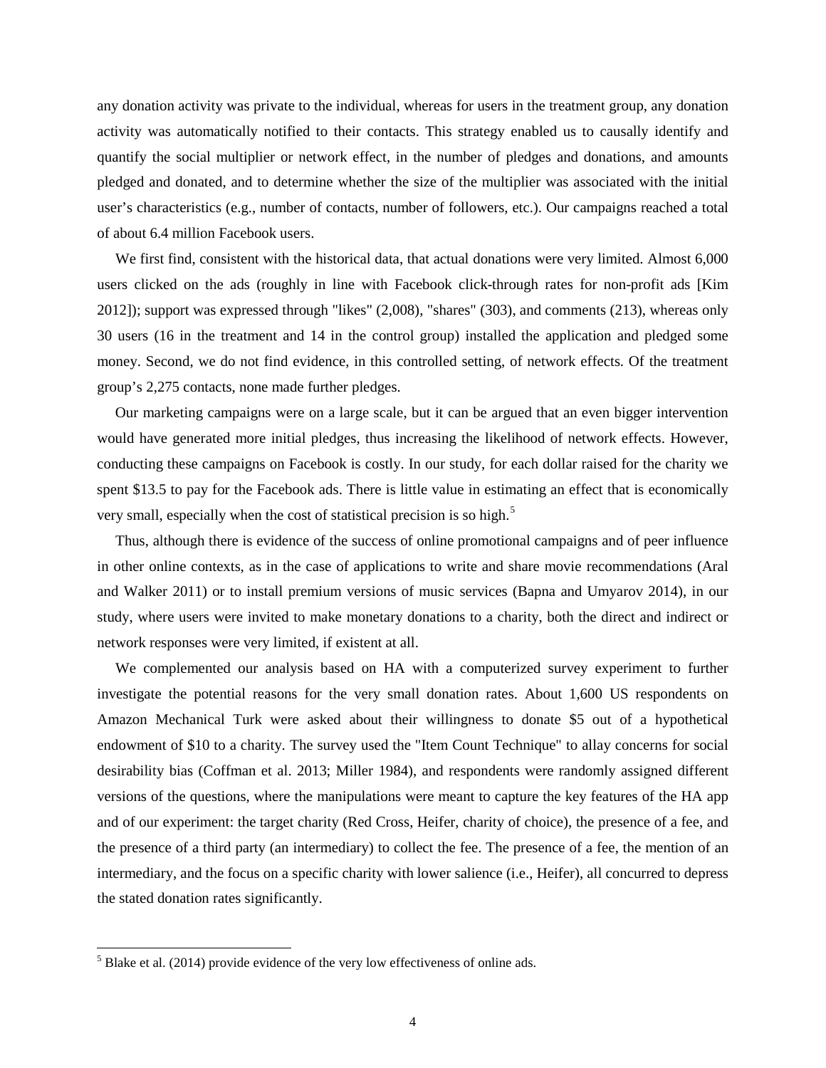any donation activity was private to the individual, whereas for users in the treatment group, any donation activity was automatically notified to their contacts. This strategy enabled us to causally identify and quantify the social multiplier or network effect, in the number of pledges and donations, and amounts pledged and donated, and to determine whether the size of the multiplier was associated with the initial user's characteristics (e.g., number of contacts, number of followers, etc.). Our campaigns reached a total of about 6.4 million Facebook users.

We first find, consistent with the historical data, that actual donations were very limited. Almost 6,000 users clicked on the ads (roughly in line with Facebook click-through rates for non-profit ads [Kim 2012]); support was expressed through "likes" (2,008), "shares" (303), and comments (213), whereas only 30 users (16 in the treatment and 14 in the control group) installed the application and pledged some money. Second, we do not find evidence, in this controlled setting, of network effects. Of the treatment group's 2,275 contacts, none made further pledges.

Our marketing campaigns were on a large scale, but it can be argued that an even bigger intervention would have generated more initial pledges, thus increasing the likelihood of network effects. However, conducting these campaigns on Facebook is costly. In our study, for each dollar raised for the charity we spent $13.5 to pay for the Facebook ads. There is little value in estimating an effect that is economically very small, especially when the cost of statistical precision is so high.[5]

Thus, although there is evidence of the success of online promotional campaigns and of peer influence in other online contexts, as in the case of applications to write and share movie recommendations (Aral and Walker 2011) or to install premium versions of music services (Bapna and Umyarov 2014), in our study, where users were invited to make monetary donations to a charity, both the direct and indirect or network responses were very limited, if existent at all.

We complemented our analysis based on HA with a computerized survey experiment to further investigate the potential reasons for the very small donation rates. About 1,600 US respondents on Amazon Mechanical Turk were asked about their willingness to donate $5 out of a hypothetical endowment of $10 to a charity. The survey used the "Item Count Technique" to allay concerns for social desirability bias (Coffman et al. 2013; Miller 1984), and respondents were randomly assigned different versions of the questions, where the manipulations were meant to capture the key features of the HA app and of our experiment: the target charity (Red Cross, Heifer, charity of choice), the presence of a fee, and the presence of a third party (an intermediary) to collect the fee. The presence of a fee, the mention of an intermediary, and the focus on a specific charity with lower salience (i.e., Heifer), all concurred to depress the stated donation rates significantly.

[5] Blake et al. (2014) provide evidence of the very low effectiveness of online ads.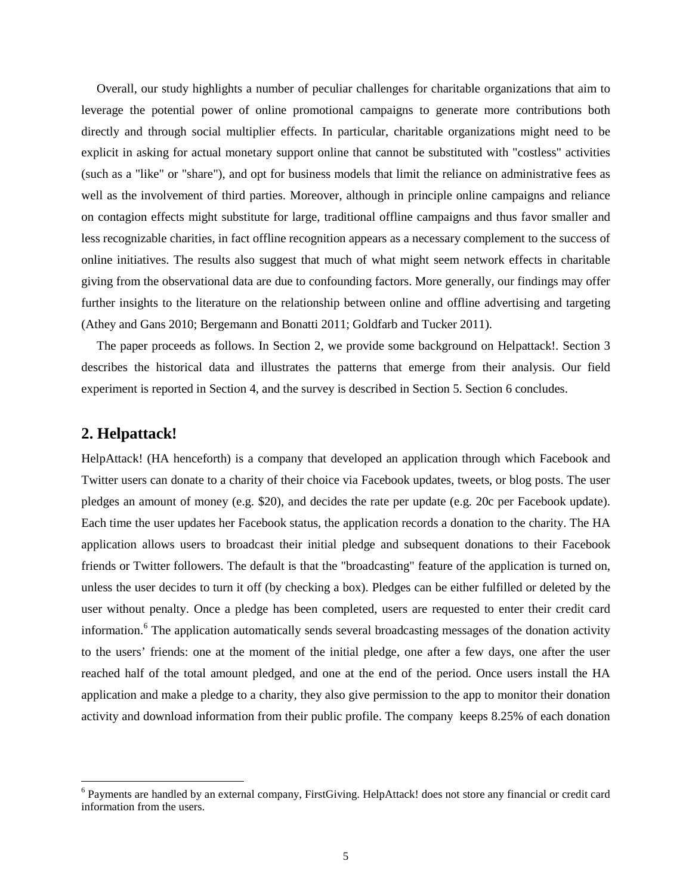Overall, our study highlights a number of peculiar challenges for charitable organizations that aim to leverage the potential power of online promotional campaigns to generate more contributions both directly and through social multiplier effects. In particular, charitable organizations might need to be explicit in asking for actual monetary support online that cannot be substituted with "costless" activities (such as a "like" or "share"), and opt for business models that limit the reliance on administrative fees as well as the involvement of third parties. Moreover, although in principle online campaigns and reliance on contagion effects might substitute for large, traditional offline campaigns and thus favor smaller and less recognizable charities, in fact offline recognition appears as a necessary complement to the success of online initiatives. The results also suggest that much of what might seem network effects in charitable giving from the observational data are due to confounding factors. More generally, our findings may offer further insights to the literature on the relationship between online and offline advertising and targeting (Athey and Gans 2010; Bergemann and Bonatti 2011; Goldfarb and Tucker 2011).

The paper proceeds as follows. In Section 2, we provide some background on Helpattack!. Section 3 describes the historical data and illustrates the patterns that emerge from their analysis. Our field experiment is reported in Section 4, and the survey is described in Section 5. Section 6 concludes.

## 2. Helpattack!

HelpAttack! (HA henceforth) is a company that developed an application through which Facebook and Twitter users can donate to a charity of their choice via Facebook updates, tweets, or blog posts. The user pledges an amount of money (e.g. $20), and decides the rate per update (e.g. 20c per Facebook update). Each time the user updates her Facebook status, the application records a donation to the charity. The HA application allows users to broadcast their initial pledge and subsequent donations to their Facebook friends or Twitter followers. The default is that the "broadcasting" feature of the application is turned on, unless the user decides to turn it off (by checking a box). Pledges can be either fulfilled or deleted by the user without penalty. Once a pledge has been completed, users are requested to enter their credit card information.[6] The application automatically sends several broadcasting messages of the donation activity to the users' friends: one at the moment of the initial pledge, one after a few days, one after the user reached half of the total amount pledged, and one at the end of the period. Once users install the HA application and make a pledge to a charity, they also give permission to the app to monitor their donation activity and download information from their public profile. The company keeps 8.25% of each donation

[6] Payments are handled by an external company, FirstGiving. HelpAttack! does not store any financial or credit card information from the users.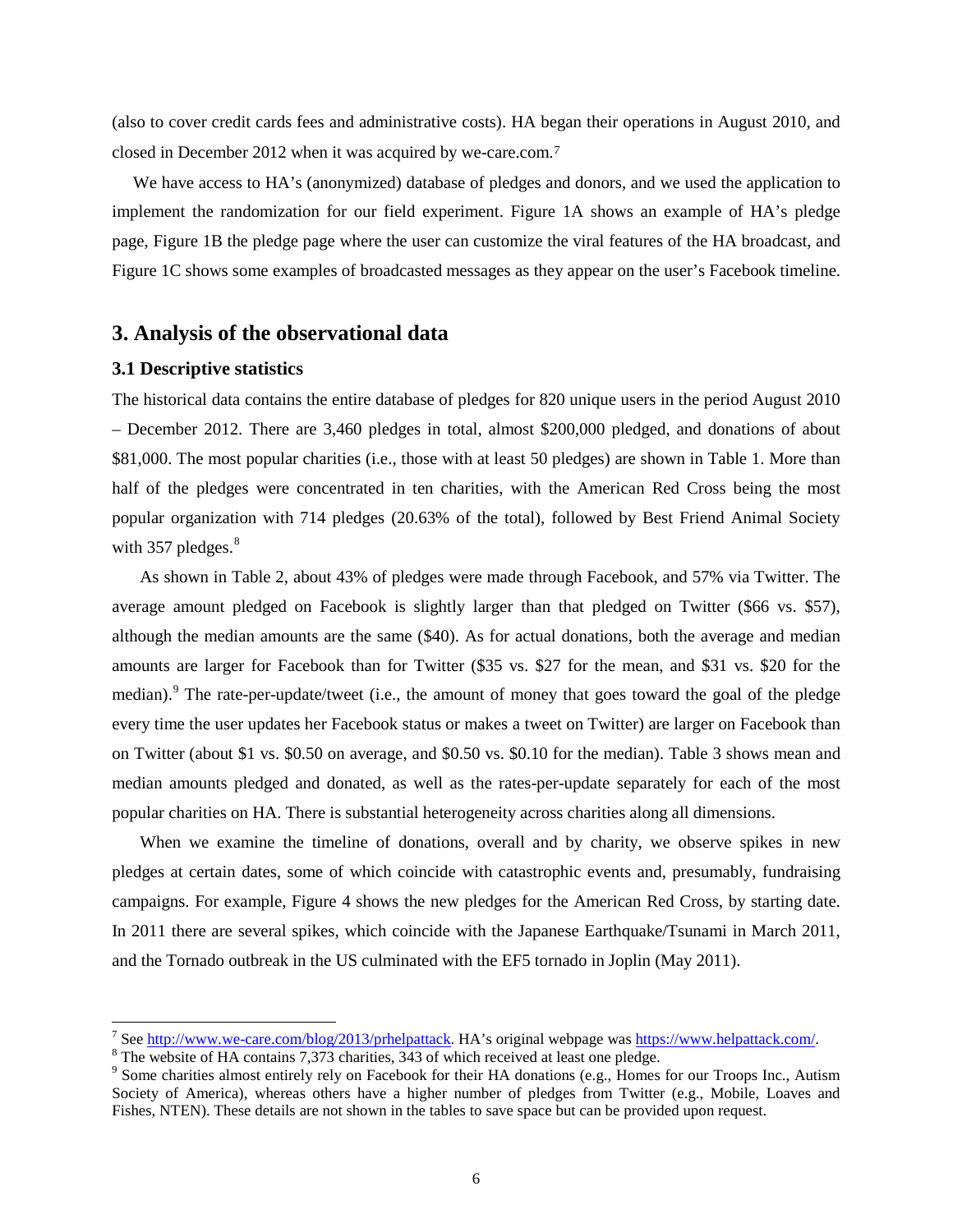(also to cover credit cards fees and administrative costs). HA began their operations in August 2010, and closed in December 2012 when it was acquired by we-care.com.[7]

We have access to HA's (anonymized) database of pledges and donors, and we used the application to implement the randomization for our field experiment. Figure 1A shows an example of HA's pledge page, Figure 1B the pledge page where the user can customize the viral features of the HA broadcast, and Figure 1C shows some examples of broadcasted messages as they appear on the user's Facebook timeline.

## 3. Analysis of the observational data

### 3.1 Descriptive statistics

The historical data contains the entire database of pledges for 820 unique users in the period August 2010 – December 2012. There are 3,460 pledges in total, almost $200,000 pledged, and donations of about $81,000. The most popular charities (i.e., those with at least 50 pledges) are shown in Table 1. More than half of the pledges were concentrated in ten charities, with the American Red Cross being the most popular organization with 714 pledges (20.63% of the total), followed by Best Friend Animal Society with 357 pledges.[8]

As shown in Table 2, about 43% of pledges were made through Facebook, and 57% via Twitter. The average amount pledged on Facebook is slightly larger than that pledged on Twitter ($66 vs. $57), although the median amounts are the same ($40). As for actual donations, both the average and median amounts are larger for Facebook than for Twitter ($35 vs. $27 for the mean, and $31 vs. $20 for the median).[9] The rate-per-update/tweet (i.e., the amount of money that goes toward the goal of the pledge every time the user updates her Facebook status or makes a tweet on Twitter) are larger on Facebook than on Twitter (about $1 vs. $0.50 on average, and $0.50 vs. $0.10 for the median). Table 3 shows mean and median amounts pledged and donated, as well as the rates-per-update separately for each of the most popular charities on HA. There is substantial heterogeneity across charities along all dimensions.

When we examine the timeline of donations, overall and by charity, we observe spikes in new pledges at certain dates, some of which coincide with catastrophic events and, presumably, fundraising campaigns. For example, Figure 4 shows the new pledges for the American Red Cross, by starting date. In 2011 there are several spikes, which coincide with the Japanese Earthquake/Tsunami in March 2011, and the Tornado outbreak in the US culminated with the EF5 tornado in Joplin (May 2011).

---

[7] See http://www.we-care.com/blog/2013/prhelpattack. HA's original webpage was https://www.helpattack.com/.

[8] The website of HA contains 7,373 charities, 343 of which received at least one pledge.

[9] Some charities almost entirely rely on Facebook for their HA donations (e.g., Homes for our Troops Inc., Autism Society of America), whereas others have a higher number of pledges from Twitter (e.g., Mobile, Loaves and Fishes, NTEN). These details are not shown in the tables to save space but can be provided upon request.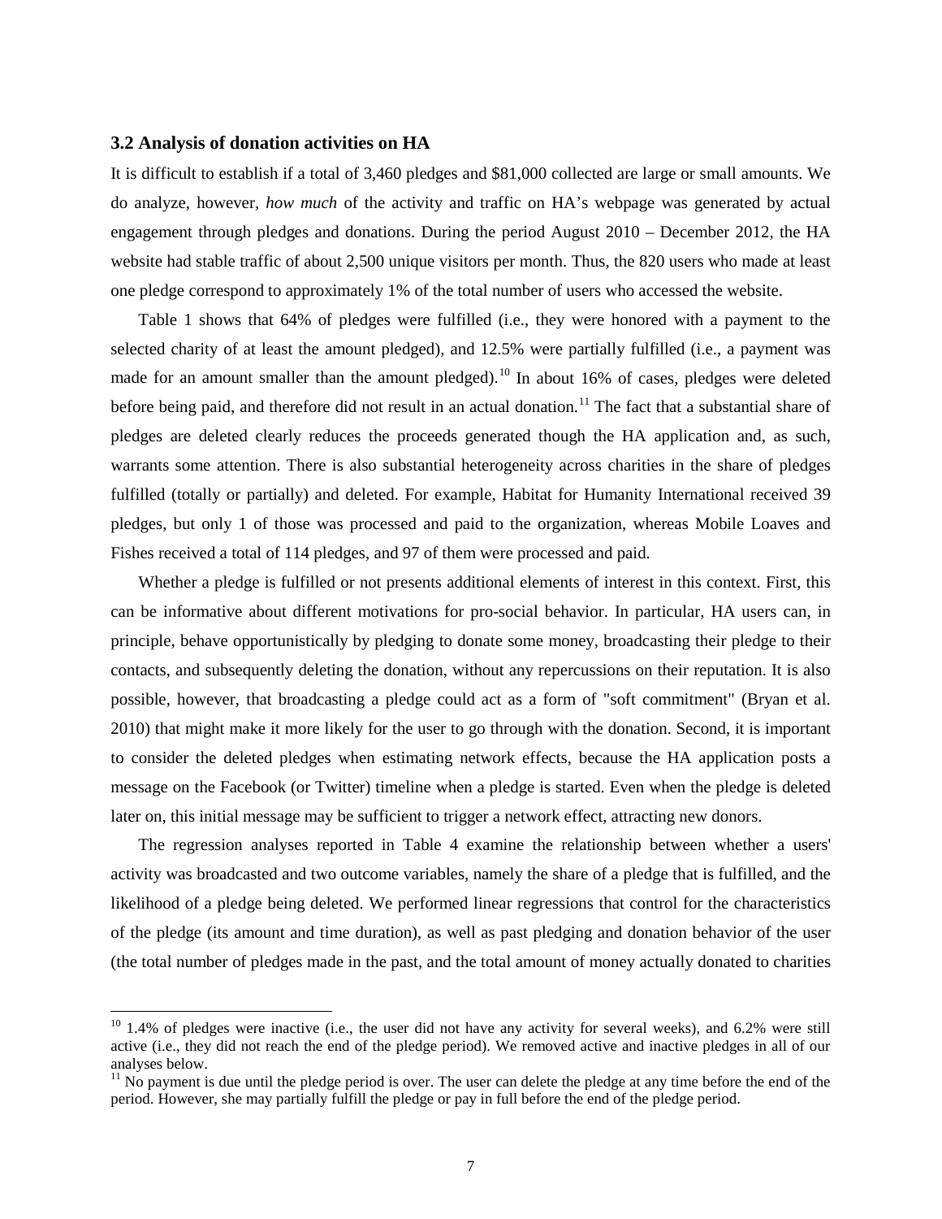### 3.2 Analysis of donation activities on HA

It is difficult to establish if a total of 3,460 pledges and $81,000 collected are large or small amounts. We do analyze, however, *how much* of the activity and traffic on HA's webpage was generated by actual engagement through pledges and donations. During the period August 2010 – December 2012, the HA website had stable traffic of about 2,500 unique visitors per month. Thus, the 820 users who made at least one pledge correspond to approximately 1% of the total number of users who accessed the website.

Table 1 shows that 64% of pledges were fulfilled (i.e., they were honored with a payment to the selected charity of at least the amount pledged), and 12.5% were partially fulfilled (i.e., a payment was made for an amount smaller than the amount pledged).[10] In about 16% of cases, pledges were deleted before being paid, and therefore did not result in an actual donation.[11] The fact that a substantial share of pledges are deleted clearly reduces the proceeds generated though the HA application and, as such, warrants some attention. There is also substantial heterogeneity across charities in the share of pledges fulfilled (totally or partially) and deleted. For example, Habitat for Humanity International received 39 pledges, but only 1 of those was processed and paid to the organization, whereas Mobile Loaves and Fishes received a total of 114 pledges, and 97 of them were processed and paid.

Whether a pledge is fulfilled or not presents additional elements of interest in this context. First, this can be informative about different motivations for pro-social behavior. In particular, HA users can, in principle, behave opportunistically by pledging to donate some money, broadcasting their pledge to their contacts, and subsequently deleting the donation, without any repercussions on their reputation. It is also possible, however, that broadcasting a pledge could act as a form of "soft commitment" (Bryan et al. 2010) that might make it more likely for the user to go through with the donation. Second, it is important to consider the deleted pledges when estimating network effects, because the HA application posts a message on the Facebook (or Twitter) timeline when a pledge is started. Even when the pledge is deleted later on, this initial message may be sufficient to trigger a network effect, attracting new donors.

The regression analyses reported in Table 4 examine the relationship between whether a users' activity was broadcasted and two outcome variables, namely the share of a pledge that is fulfilled, and the likelihood of a pledge being deleted. We performed linear regressions that control for the characteristics of the pledge (its amount and time duration), as well as past pledging and donation behavior of the user (the total number of pledges made in the past, and the total amount of money actually donated to charities

---

[10] 1.4% of pledges were inactive (i.e., the user did not have any activity for several weeks), and 6.2% were still active (i.e., they did not reach the end of the pledge period). We removed active and inactive pledges in all of our analyses below.

[11] No payment is due until the pledge period is over. The user can delete the pledge at any time before the end of the period. However, she may partially fulfill the pledge or pay in full before the end of the pledge period.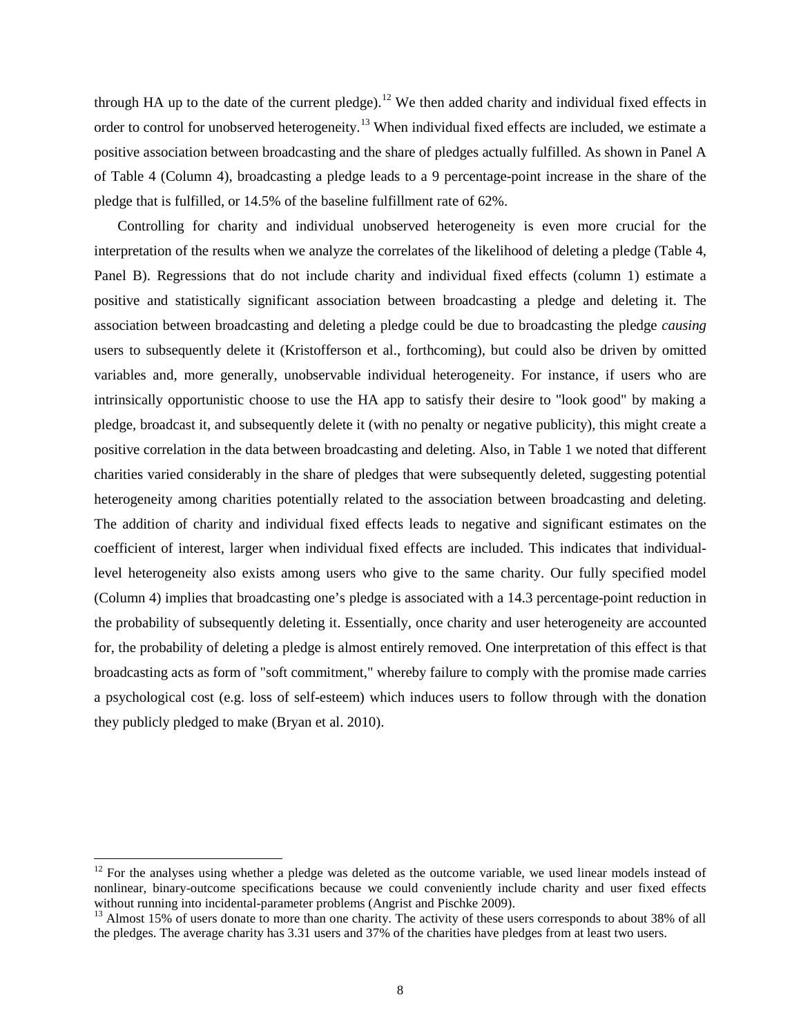through HA up to the date of the current pledge).[12] We then added charity and individual fixed effects in order to control for unobserved heterogeneity.[13] When individual fixed effects are included, we estimate a positive association between broadcasting and the share of pledges actually fulfilled. As shown in Panel A of Table 4 (Column 4), broadcasting a pledge leads to a 9 percentage-point increase in the share of the pledge that is fulfilled, or 14.5% of the baseline fulfillment rate of 62%.

Controlling for charity and individual unobserved heterogeneity is even more crucial for the interpretation of the results when we analyze the correlates of the likelihood of deleting a pledge (Table 4, Panel B). Regressions that do not include charity and individual fixed effects (column 1) estimate a positive and statistically significant association between broadcasting a pledge and deleting it. The association between broadcasting and deleting a pledge could be due to broadcasting the pledge *causing* users to subsequently delete it (Kristofferson et al., forthcoming), but could also be driven by omitted variables and, more generally, unobservable individual heterogeneity. For instance, if users who are intrinsically opportunistic choose to use the HA app to satisfy their desire to "look good" by making a pledge, broadcast it, and subsequently delete it (with no penalty or negative publicity), this might create a positive correlation in the data between broadcasting and deleting. Also, in Table 1 we noted that different charities varied considerably in the share of pledges that were subsequently deleted, suggesting potential heterogeneity among charities potentially related to the association between broadcasting and deleting. The addition of charity and individual fixed effects leads to negative and significant estimates on the coefficient of interest, larger when individual fixed effects are included. This indicates that individual-level heterogeneity also exists among users who give to the same charity. Our fully specified model (Column 4) implies that broadcasting one's pledge is associated with a 14.3 percentage-point reduction in the probability of subsequently deleting it. Essentially, once charity and user heterogeneity are accounted for, the probability of deleting a pledge is almost entirely removed. One interpretation of this effect is that broadcasting acts as form of "soft commitment," whereby failure to comply with the promise made carries a psychological cost (e.g. loss of self-esteem) which induces users to follow through with the donation they publicly pledged to make (Bryan et al. 2010).

[12] For the analyses using whether a pledge was deleted as the outcome variable, we used linear models instead of nonlinear, binary-outcome specifications because we could conveniently include charity and user fixed effects without running into incidental-parameter problems (Angrist and Pischke 2009).

[13] Almost 15% of users donate to more than one charity. The activity of these users corresponds to about 38% of all the pledges. The average charity has 3.31 users and 37% of the charities have pledges from at least two users.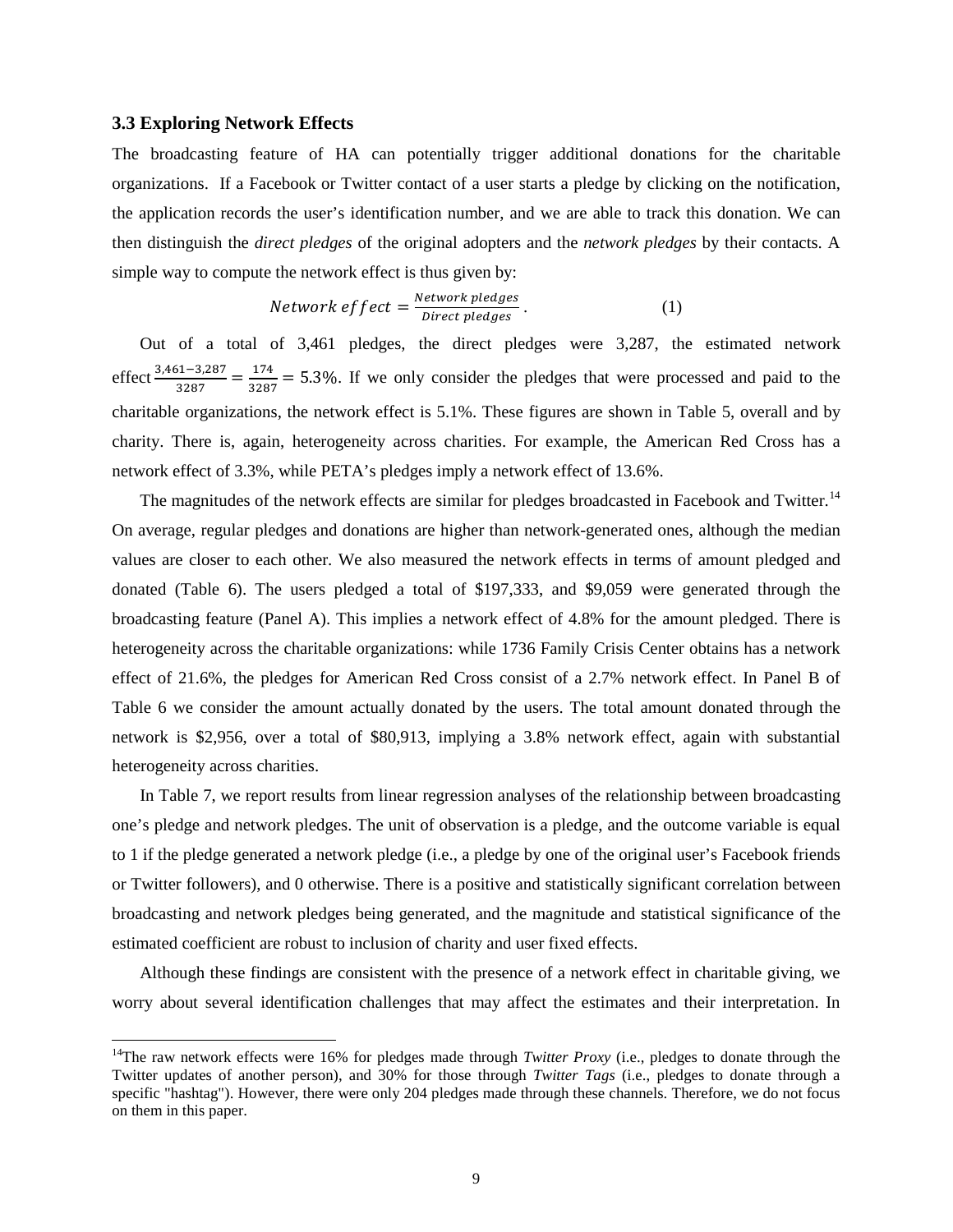### 3.3 Exploring Network Effects

The broadcasting feature of HA can potentially trigger additional donations for the charitable organizations. If a Facebook or Twitter contact of a user starts a pledge by clicking on the notification, the application records the user's identification number, and we are able to track this donation. We can then distinguish the *direct pledges* of the original adopters and the *network pledges* by their contacts. A simple way to compute the network effect is thus given by:

$$Network\ effect = \frac{Network\ pledges}{Direct\ pledges}\,. \qquad (1)$$

Out of a total of 3,461 pledges, the direct pledges were 3,287, the estimated network effect $\frac{3{,}461-3{,}287}{3287} = \frac{174}{3287} = 5.3\%$. If we only consider the pledges that were processed and paid to the charitable organizations, the network effect is 5.1%. These figures are shown in Table 5, overall and by charity. There is, again, heterogeneity across charities. For example, the American Red Cross has a network effect of 3.3%, while PETA's pledges imply a network effect of 13.6%.

The magnitudes of the network effects are similar for pledges broadcasted in Facebook and Twitter.[14] On average, regular pledges and donations are higher than network-generated ones, although the median values are closer to each other. We also measured the network effects in terms of amount pledged and donated (Table 6). The users pledged a total of \$197,333, and \$9,059 were generated through the broadcasting feature (Panel A). This implies a network effect of 4.8% for the amount pledged. There is heterogeneity across the charitable organizations: while 1736 Family Crisis Center obtains has a network effect of 21.6%, the pledges for American Red Cross consist of a 2.7% network effect. In Panel B of Table 6 we consider the amount actually donated by the users. The total amount donated through the network is \$2,956, over a total of \$80,913, implying a 3.8% network effect, again with substantial heterogeneity across charities.

In Table 7, we report results from linear regression analyses of the relationship between broadcasting one's pledge and network pledges. The unit of observation is a pledge, and the outcome variable is equal to 1 if the pledge generated a network pledge (i.e., a pledge by one of the original user's Facebook friends or Twitter followers), and 0 otherwise. There is a positive and statistically significant correlation between broadcasting and network pledges being generated, and the magnitude and statistical significance of the estimated coefficient are robust to inclusion of charity and user fixed effects.

Although these findings are consistent with the presence of a network effect in charitable giving, we worry about several identification challenges that may affect the estimates and their interpretation. In

---

[14] The raw network effects were 16% for pledges made through *Twitter Proxy* (i.e., pledges to donate through the Twitter updates of another person), and 30% for those through *Twitter Tags* (i.e., pledges to donate through a specific "hashtag"). However, there were only 204 pledges made through these channels. Therefore, we do not focus on them in this paper.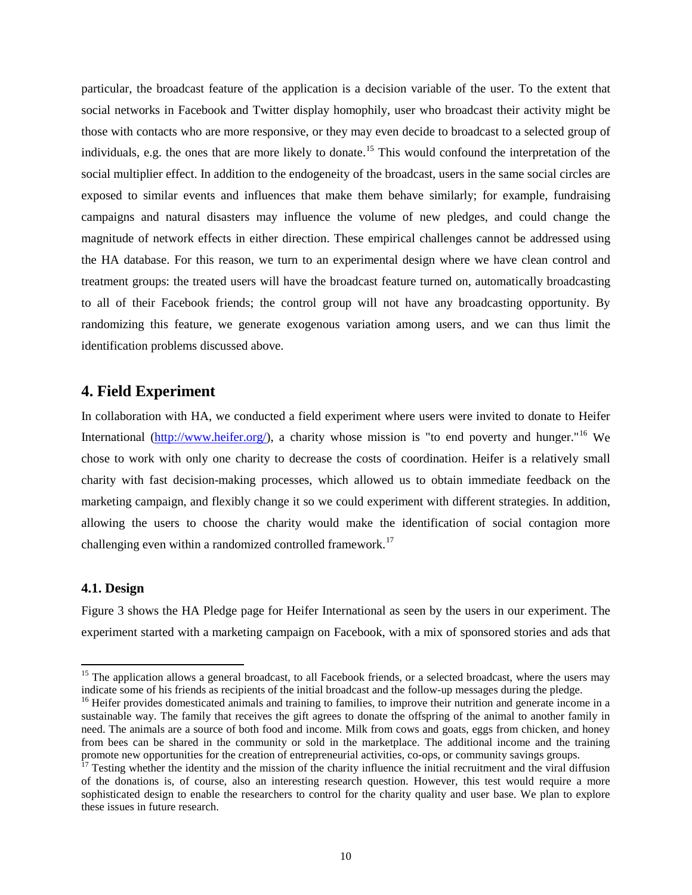particular, the broadcast feature of the application is a decision variable of the user. To the extent that social networks in Facebook and Twitter display homophily, user who broadcast their activity might be those with contacts who are more responsive, or they may even decide to broadcast to a selected group of individuals, e.g. the ones that are more likely to donate.[15] This would confound the interpretation of the social multiplier effect. In addition to the endogeneity of the broadcast, users in the same social circles are exposed to similar events and influences that make them behave similarly; for example, fundraising campaigns and natural disasters may influence the volume of new pledges, and could change the magnitude of network effects in either direction. These empirical challenges cannot be addressed using the HA database. For this reason, we turn to an experimental design where we have clean control and treatment groups: the treated users will have the broadcast feature turned on, automatically broadcasting to all of their Facebook friends; the control group will not have any broadcasting opportunity. By randomizing this feature, we generate exogenous variation among users, and we can thus limit the identification problems discussed above.

## 4. Field Experiment

In collaboration with HA, we conducted a field experiment where users were invited to donate to Heifer International (http://www.heifer.org/), a charity whose mission is "to end poverty and hunger."[16] We chose to work with only one charity to decrease the costs of coordination. Heifer is a relatively small charity with fast decision-making processes, which allowed us to obtain immediate feedback on the marketing campaign, and flexibly change it so we could experiment with different strategies. In addition, allowing the users to choose the charity would make the identification of social contagion more challenging even within a randomized controlled framework.[17]

### 4.1. Design

Figure 3 shows the HA Pledge page for Heifer International as seen by the users in our experiment. The experiment started with a marketing campaign on Facebook, with a mix of sponsored stories and ads that

---

[15] The application allows a general broadcast, to all Facebook friends, or a selected broadcast, where the users may indicate some of his friends as recipients of the initial broadcast and the follow-up messages during the pledge.

[16] Heifer provides domesticated animals and training to families, to improve their nutrition and generate income in a sustainable way. The family that receives the gift agrees to donate the offspring of the animal to another family in need. The animals are a source of both food and income. Milk from cows and goats, eggs from chicken, and honey from bees can be shared in the community or sold in the marketplace. The additional income and the training promote new opportunities for the creation of entrepreneurial activities, co-ops, or community savings groups.

[17] Testing whether the identity and the mission of the charity influence the initial recruitment and the viral diffusion of the donations is, of course, also an interesting research question. However, this test would require a more sophisticated design to enable the researchers to control for the charity quality and user base. We plan to explore these issues in future research.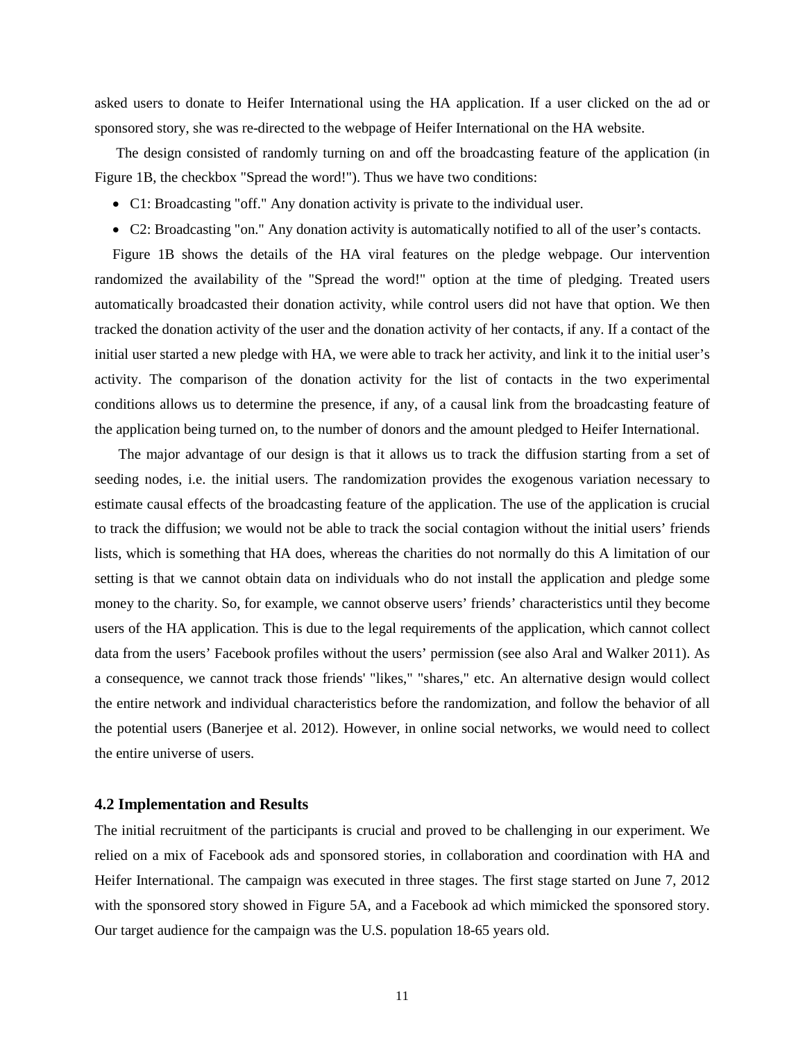asked users to donate to Heifer International using the HA application. If a user clicked on the ad or sponsored story, she was re-directed to the webpage of Heifer International on the HA website.

The design consisted of randomly turning on and off the broadcasting feature of the application (in Figure 1B, the checkbox "Spread the word!"). Thus we have two conditions:

- C1: Broadcasting "off." Any donation activity is private to the individual user.
- C2: Broadcasting "on." Any donation activity is automatically notified to all of the user's contacts.

Figure 1B shows the details of the HA viral features on the pledge webpage. Our intervention randomized the availability of the "Spread the word!" option at the time of pledging. Treated users automatically broadcasted their donation activity, while control users did not have that option. We then tracked the donation activity of the user and the donation activity of her contacts, if any. If a contact of the initial user started a new pledge with HA, we were able to track her activity, and link it to the initial user's activity. The comparison of the donation activity for the list of contacts in the two experimental conditions allows us to determine the presence, if any, of a causal link from the broadcasting feature of the application being turned on, to the number of donors and the amount pledged to Heifer International.

The major advantage of our design is that it allows us to track the diffusion starting from a set of seeding nodes, i.e. the initial users. The randomization provides the exogenous variation necessary to estimate causal effects of the broadcasting feature of the application. The use of the application is crucial to track the diffusion; we would not be able to track the social contagion without the initial users' friends lists, which is something that HA does, whereas the charities do not normally do this A limitation of our setting is that we cannot obtain data on individuals who do not install the application and pledge some money to the charity. So, for example, we cannot observe users' friends' characteristics until they become users of the HA application. This is due to the legal requirements of the application, which cannot collect data from the users' Facebook profiles without the users' permission (see also Aral and Walker 2011). As a consequence, we cannot track those friends' "likes," "shares," etc. An alternative design would collect the entire network and individual characteristics before the randomization, and follow the behavior of all the potential users (Banerjee et al. 2012). However, in online social networks, we would need to collect the entire universe of users.

### 4.2 Implementation and Results

The initial recruitment of the participants is crucial and proved to be challenging in our experiment. We relied on a mix of Facebook ads and sponsored stories, in collaboration and coordination with HA and Heifer International. The campaign was executed in three stages. The first stage started on June 7, 2012 with the sponsored story showed in Figure 5A, and a Facebook ad which mimicked the sponsored story. Our target audience for the campaign was the U.S. population 18-65 years old.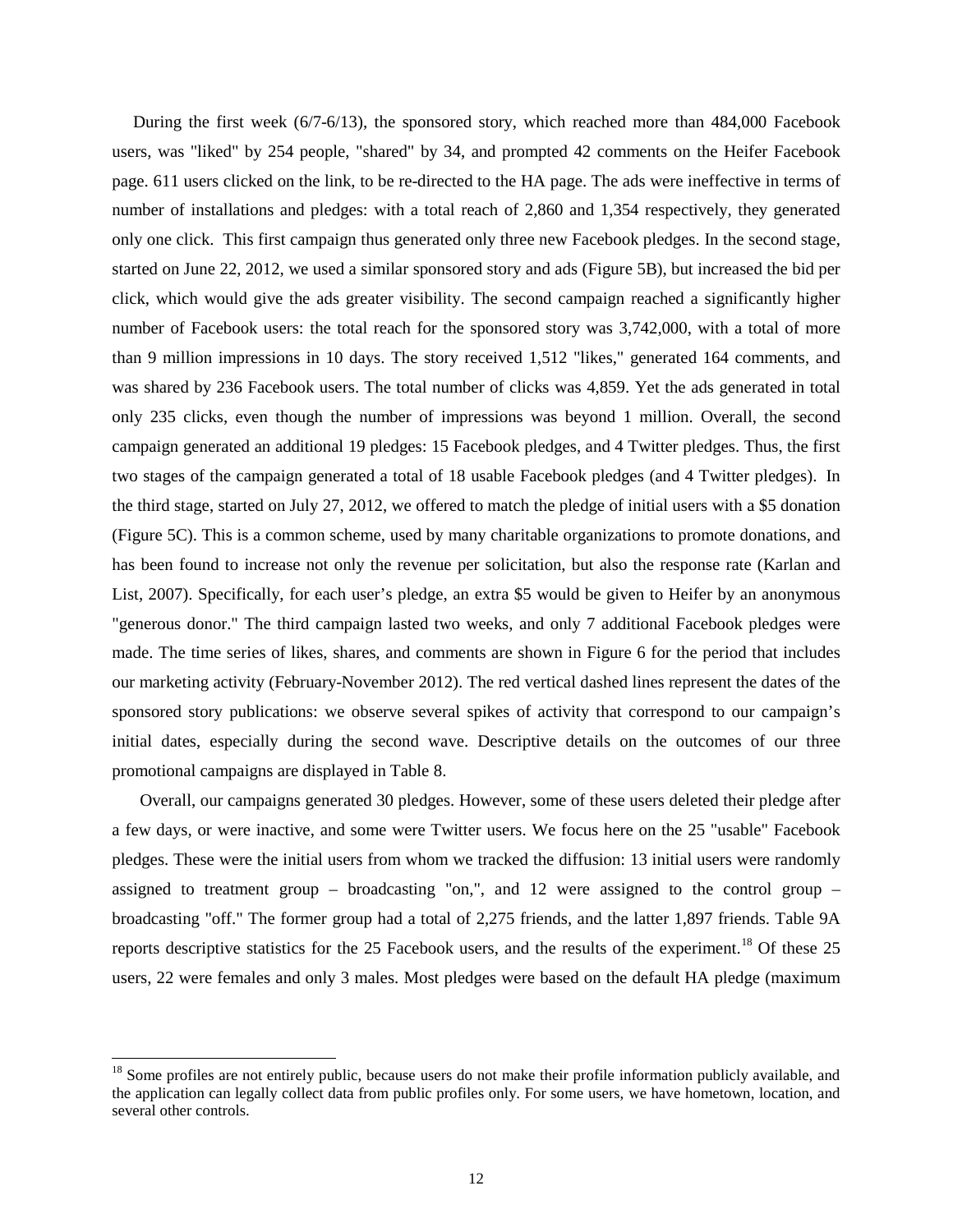During the first week (6/7-6/13), the sponsored story, which reached more than 484,000 Facebook users, was "liked" by 254 people, "shared" by 34, and prompted 42 comments on the Heifer Facebook page. 611 users clicked on the link, to be re-directed to the HA page. The ads were ineffective in terms of number of installations and pledges: with a total reach of 2,860 and 1,354 respectively, they generated only one click. This first campaign thus generated only three new Facebook pledges. In the second stage, started on June 22, 2012, we used a similar sponsored story and ads (Figure 5B), but increased the bid per click, which would give the ads greater visibility. The second campaign reached a significantly higher number of Facebook users: the total reach for the sponsored story was 3,742,000, with a total of more than 9 million impressions in 10 days. The story received 1,512 "likes," generated 164 comments, and was shared by 236 Facebook users. The total number of clicks was 4,859. Yet the ads generated in total only 235 clicks, even though the number of impressions was beyond 1 million. Overall, the second campaign generated an additional 19 pledges: 15 Facebook pledges, and 4 Twitter pledges. Thus, the first two stages of the campaign generated a total of 18 usable Facebook pledges (and 4 Twitter pledges). In the third stage, started on July 27, 2012, we offered to match the pledge of initial users with a $5 donation (Figure 5C). This is a common scheme, used by many charitable organizations to promote donations, and has been found to increase not only the revenue per solicitation, but also the response rate (Karlan and List, 2007). Specifically, for each user's pledge, an extra $5 would be given to Heifer by an anonymous "generous donor." The third campaign lasted two weeks, and only 7 additional Facebook pledges were made. The time series of likes, shares, and comments are shown in Figure 6 for the period that includes our marketing activity (February-November 2012). The red vertical dashed lines represent the dates of the sponsored story publications: we observe several spikes of activity that correspond to our campaign's initial dates, especially during the second wave. Descriptive details on the outcomes of our three promotional campaigns are displayed in Table 8.

Overall, our campaigns generated 30 pledges. However, some of these users deleted their pledge after a few days, or were inactive, and some were Twitter users. We focus here on the 25 "usable" Facebook pledges. These were the initial users from whom we tracked the diffusion: 13 initial users were randomly assigned to treatment group – broadcasting "on,", and 12 were assigned to the control group – broadcasting "off." The former group had a total of 2,275 friends, and the latter 1,897 friends. Table 9A reports descriptive statistics for the 25 Facebook users, and the results of the experiment.[18] Of these 25 users, 22 were females and only 3 males. Most pledges were based on the default HA pledge (maximum

[18] Some profiles are not entirely public, because users do not make their profile information publicly available, and the application can legally collect data from public profiles only. For some users, we have hometown, location, and several other controls.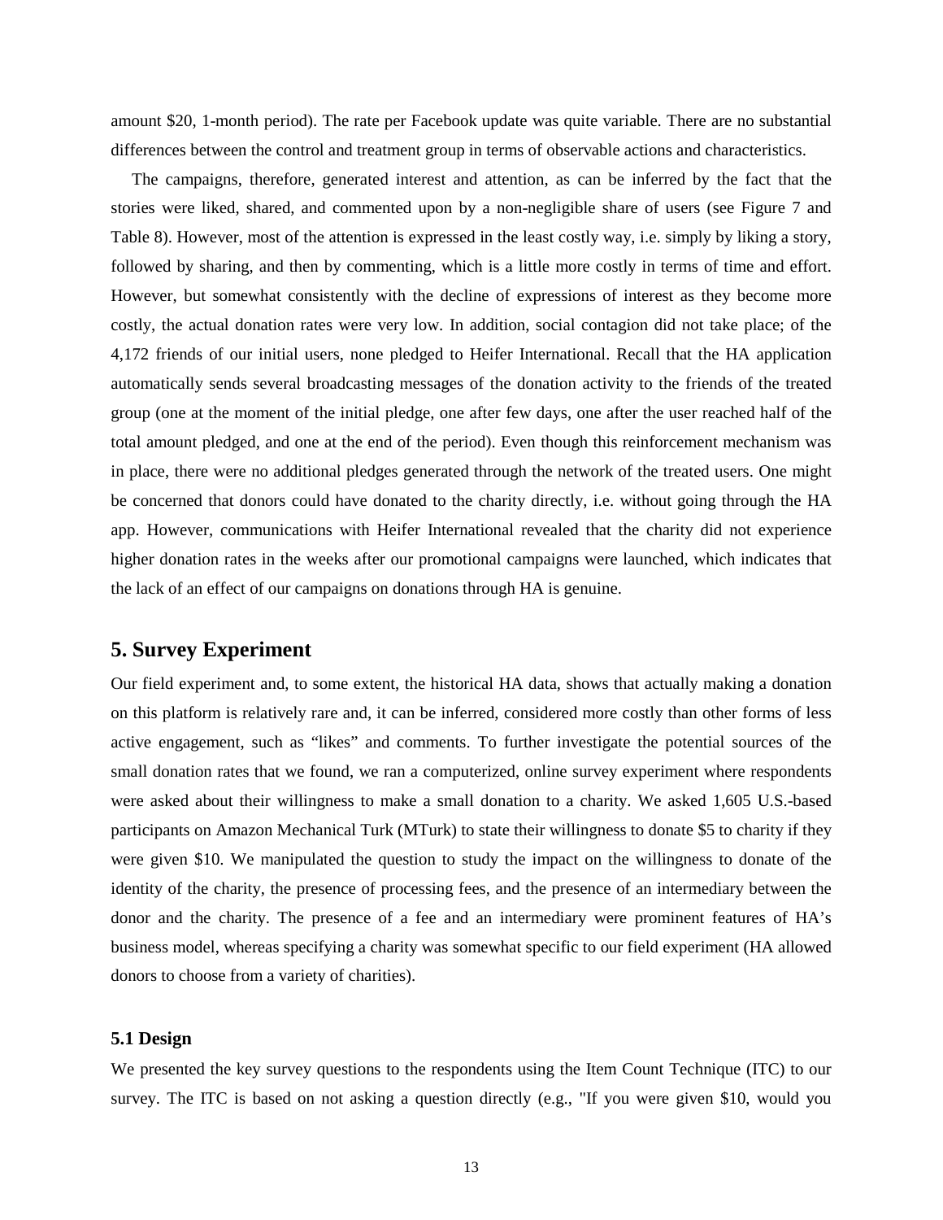amount $20, 1-month period). The rate per Facebook update was quite variable. There are no substantial differences between the control and treatment group in terms of observable actions and characteristics.

The campaigns, therefore, generated interest and attention, as can be inferred by the fact that the stories were liked, shared, and commented upon by a non-negligible share of users (see Figure 7 and Table 8). However, most of the attention is expressed in the least costly way, i.e. simply by liking a story, followed by sharing, and then by commenting, which is a little more costly in terms of time and effort. However, but somewhat consistently with the decline of expressions of interest as they become more costly, the actual donation rates were very low. In addition, social contagion did not take place; of the 4,172 friends of our initial users, none pledged to Heifer International. Recall that the HA application automatically sends several broadcasting messages of the donation activity to the friends of the treated group (one at the moment of the initial pledge, one after few days, one after the user reached half of the total amount pledged, and one at the end of the period). Even though this reinforcement mechanism was in place, there were no additional pledges generated through the network of the treated users. One might be concerned that donors could have donated to the charity directly, i.e. without going through the HA app. However, communications with Heifer International revealed that the charity did not experience higher donation rates in the weeks after our promotional campaigns were launched, which indicates that the lack of an effect of our campaigns on donations through HA is genuine.

## 5. Survey Experiment

Our field experiment and, to some extent, the historical HA data, shows that actually making a donation on this platform is relatively rare and, it can be inferred, considered more costly than other forms of less active engagement, such as "likes" and comments. To further investigate the potential sources of the small donation rates that we found, we ran a computerized, online survey experiment where respondents were asked about their willingness to make a small donation to a charity. We asked 1,605 U.S.-based participants on Amazon Mechanical Turk (MTurk) to state their willingness to donate $5 to charity if they were given $10. We manipulated the question to study the impact on the willingness to donate of the identity of the charity, the presence of processing fees, and the presence of an intermediary between the donor and the charity. The presence of a fee and an intermediary were prominent features of HA's business model, whereas specifying a charity was somewhat specific to our field experiment (HA allowed donors to choose from a variety of charities).

### 5.1 Design

We presented the key survey questions to the respondents using the Item Count Technique (ITC) to our survey. The ITC is based on not asking a question directly (e.g., "If you were given $10, would you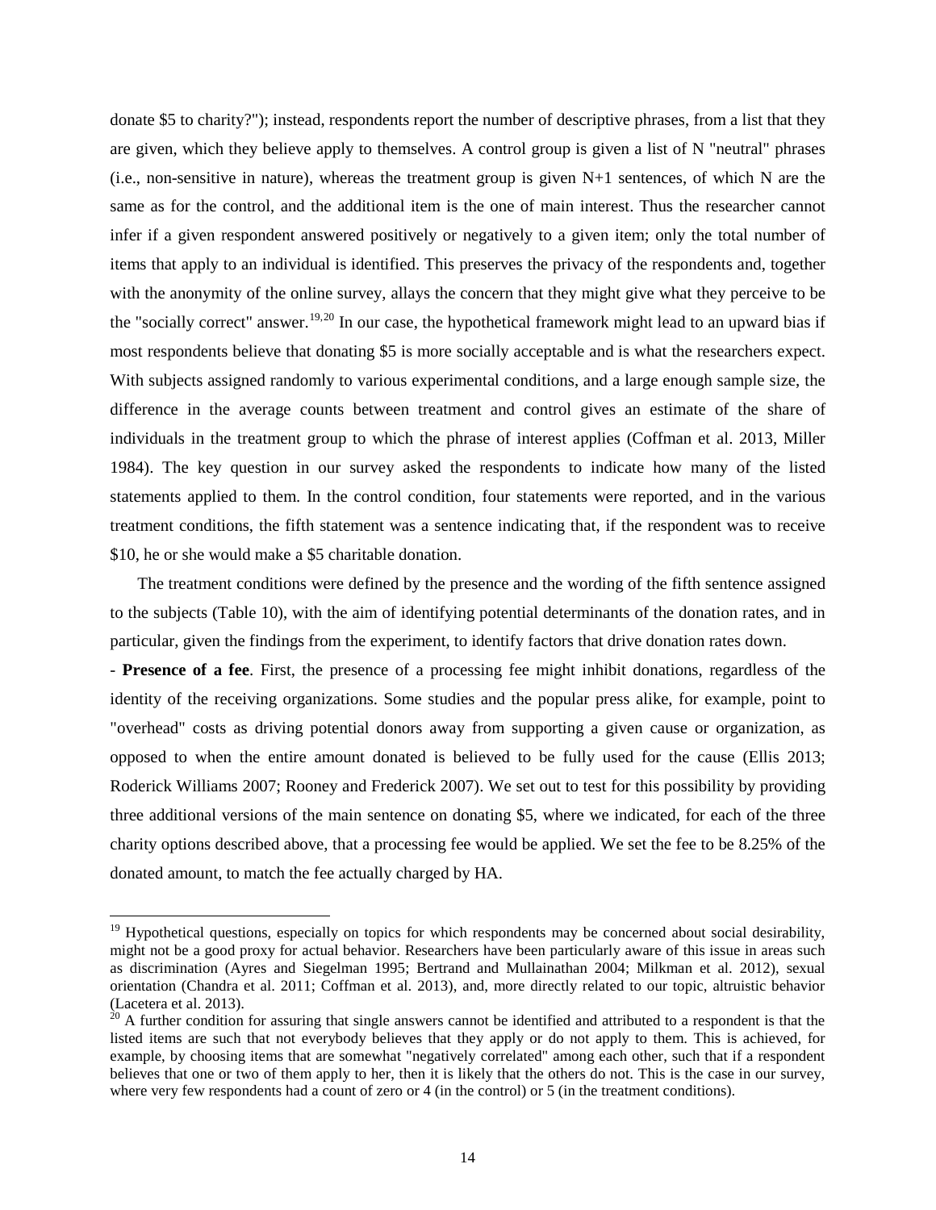donate $5 to charity?"); instead, respondents report the number of descriptive phrases, from a list that they are given, which they believe apply to themselves. A control group is given a list of N "neutral" phrases (i.e., non-sensitive in nature), whereas the treatment group is given N+1 sentences, of which N are the same as for the control, and the additional item is the one of main interest. Thus the researcher cannot infer if a given respondent answered positively or negatively to a given item; only the total number of items that apply to an individual is identified. This preserves the privacy of the respondents and, together with the anonymity of the online survey, allays the concern that they might give what they perceive to be the "socially correct" answer.[19,20] In our case, the hypothetical framework might lead to an upward bias if most respondents believe that donating $5 is more socially acceptable and is what the researchers expect. With subjects assigned randomly to various experimental conditions, and a large enough sample size, the difference in the average counts between treatment and control gives an estimate of the share of individuals in the treatment group to which the phrase of interest applies (Coffman et al. 2013, Miller 1984). The key question in our survey asked the respondents to indicate how many of the listed statements applied to them. In the control condition, four statements were reported, and in the various treatment conditions, the fifth statement was a sentence indicating that, if the respondent was to receive $10, he or she would make a $5 charitable donation.

The treatment conditions were defined by the presence and the wording of the fifth sentence assigned to the subjects (Table 10), with the aim of identifying potential determinants of the donation rates, and in particular, given the findings from the experiment, to identify factors that drive donation rates down.

- **Presence of a fee**. First, the presence of a processing fee might inhibit donations, regardless of the identity of the receiving organizations. Some studies and the popular press alike, for example, point to "overhead" costs as driving potential donors away from supporting a given cause or organization, as opposed to when the entire amount donated is believed to be fully used for the cause (Ellis 2013; Roderick Williams 2007; Rooney and Frederick 2007). We set out to test for this possibility by providing three additional versions of the main sentence on donating $5, where we indicated, for each of the three charity options described above, that a processing fee would be applied. We set the fee to be 8.25% of the donated amount, to match the fee actually charged by HA.

[19] Hypothetical questions, especially on topics for which respondents may be concerned about social desirability, might not be a good proxy for actual behavior. Researchers have been particularly aware of this issue in areas such as discrimination (Ayres and Siegelman 1995; Bertrand and Mullainathan 2004; Milkman et al. 2012), sexual orientation (Chandra et al. 2011; Coffman et al. 2013), and, more directly related to our topic, altruistic behavior (Lacetera et al. 2013).

[20] A further condition for assuring that single answers cannot be identified and attributed to a respondent is that the listed items are such that not everybody believes that they apply or do not apply to them. This is achieved, for example, by choosing items that are somewhat "negatively correlated" among each other, such that if a respondent believes that one or two of them apply to her, then it is likely that the others do not. This is the case in our survey, where very few respondents had a count of zero or 4 (in the control) or 5 (in the treatment conditions).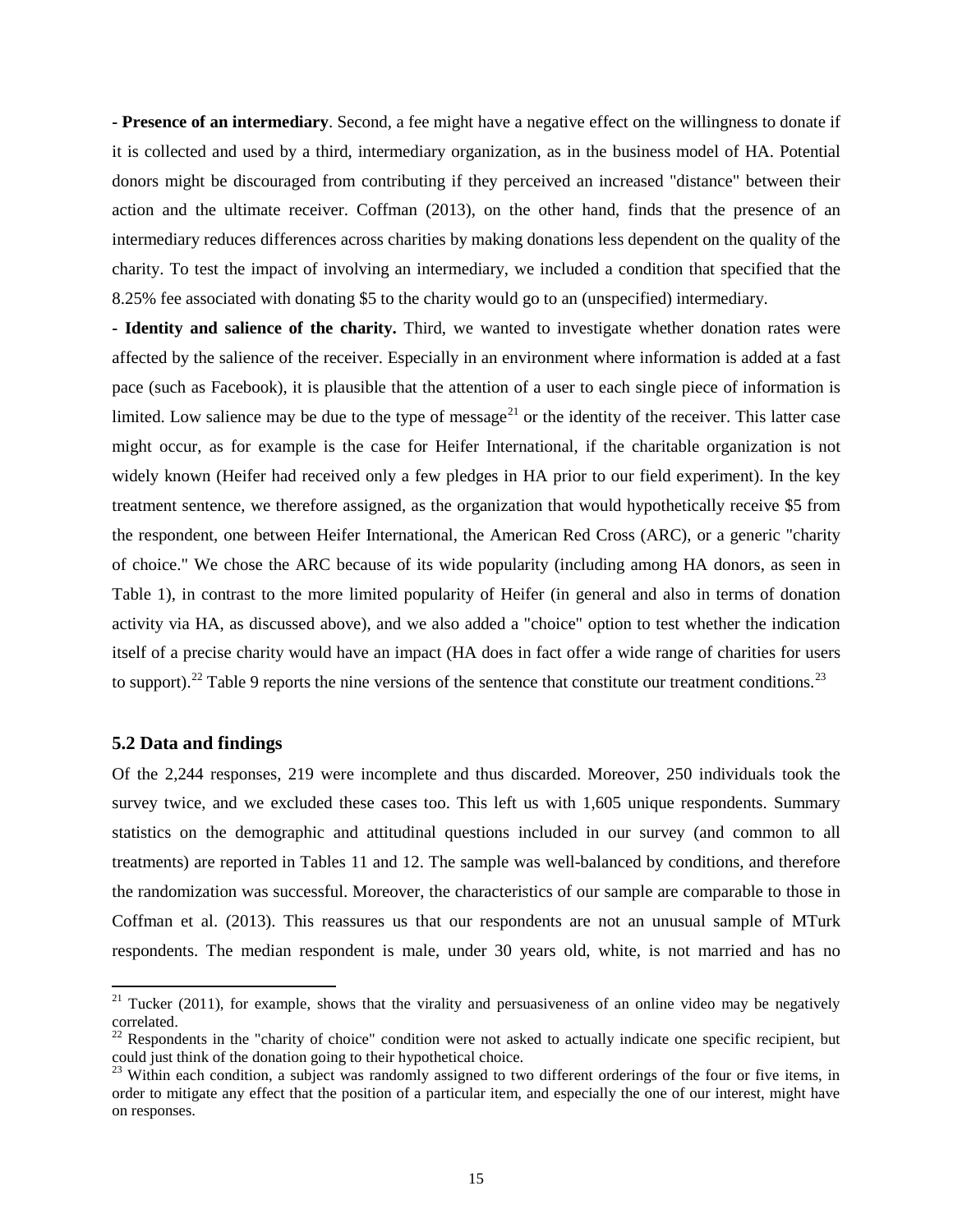**- Presence of an intermediary**. Second, a fee might have a negative effect on the willingness to donate if it is collected and used by a third, intermediary organization, as in the business model of HA. Potential donors might be discouraged from contributing if they perceived an increased "distance" between their action and the ultimate receiver. Coffman (2013), on the other hand, finds that the presence of an intermediary reduces differences across charities by making donations less dependent on the quality of the charity. To test the impact of involving an intermediary, we included a condition that specified that the 8.25% fee associated with donating $5 to the charity would go to an (unspecified) intermediary.

**- Identity and salience of the charity.** Third, we wanted to investigate whether donation rates were affected by the salience of the receiver. Especially in an environment where information is added at a fast pace (such as Facebook), it is plausible that the attention of a user to each single piece of information is limited. Low salience may be due to the type of message[21] or the identity of the receiver. This latter case might occur, as for example is the case for Heifer International, if the charitable organization is not widely known (Heifer had received only a few pledges in HA prior to our field experiment). In the key treatment sentence, we therefore assigned, as the organization that would hypothetically receive $5 from the respondent, one between Heifer International, the American Red Cross (ARC), or a generic "charity of choice." We chose the ARC because of its wide popularity (including among HA donors, as seen in Table 1), in contrast to the more limited popularity of Heifer (in general and also in terms of donation activity via HA, as discussed above), and we also added a "choice" option to test whether the indication itself of a precise charity would have an impact (HA does in fact offer a wide range of charities for users to support).[22] Table 9 reports the nine versions of the sentence that constitute our treatment conditions.[23]

### 5.2 Data and findings

Of the 2,244 responses, 219 were incomplete and thus discarded. Moreover, 250 individuals took the survey twice, and we excluded these cases too. This left us with 1,605 unique respondents. Summary statistics on the demographic and attitudinal questions included in our survey (and common to all treatments) are reported in Tables 11 and 12. The sample was well-balanced by conditions, and therefore the randomization was successful. Moreover, the characteristics of our sample are comparable to those in Coffman et al. (2013). This reassures us that our respondents are not an unusual sample of MTurk respondents. The median respondent is male, under 30 years old, white, is not married and has no

[21] Tucker (2011), for example, shows that the virality and persuasiveness of an online video may be negatively correlated.

[22] Respondents in the "charity of choice" condition were not asked to actually indicate one specific recipient, but could just think of the donation going to their hypothetical choice.

[23] Within each condition, a subject was randomly assigned to two different orderings of the four or five items, in order to mitigate any effect that the position of a particular item, and especially the one of our interest, might have on responses.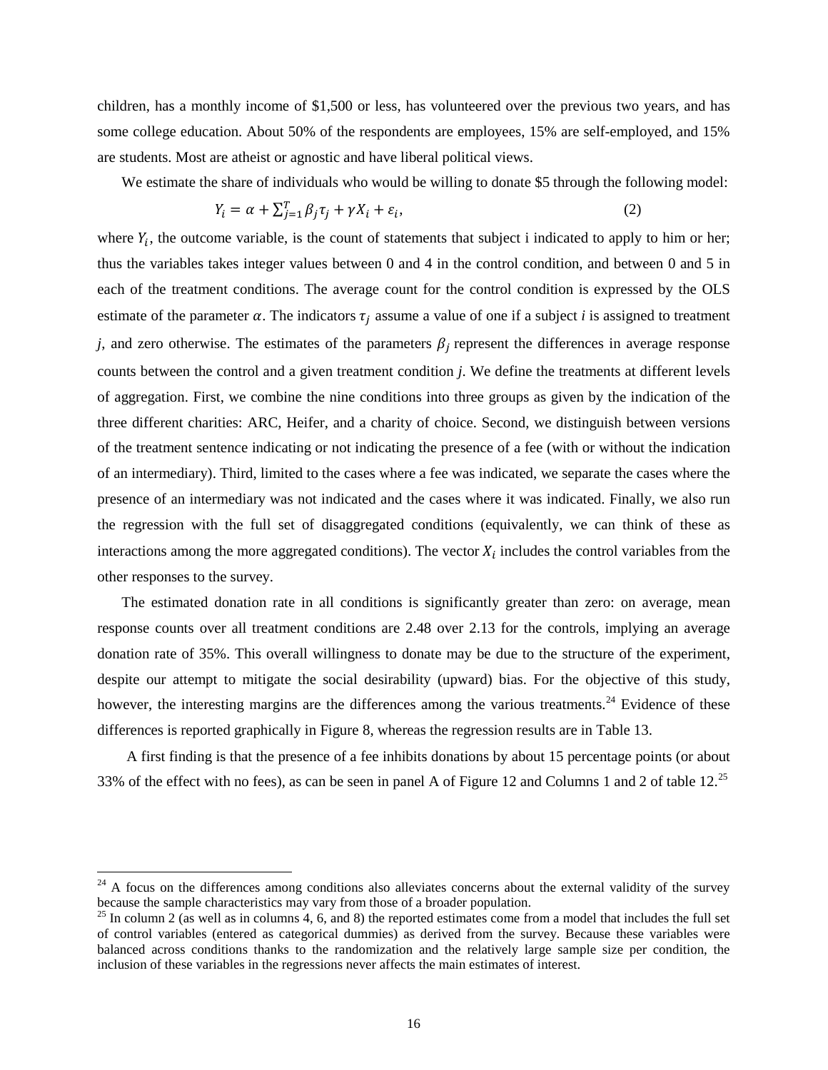children, has a monthly income of $1,500 or less, has volunteered over the previous two years, and has some college education. About 50% of the respondents are employees, 15% are self-employed, and 15% are students. Most are atheist or agnostic and have liberal political views.

We estimate the share of individuals who would be willing to donate $5 through the following model:

$$Y_i = \alpha + \sum_{j=1}^{T} \beta_j \tau_j + \gamma X_i + \varepsilon_i, \tag{2}$$

where $Y_i$, the outcome variable, is the count of statements that subject i indicated to apply to him or her; thus the variables takes integer values between 0 and 4 in the control condition, and between 0 and 5 in each of the treatment conditions. The average count for the control condition is expressed by the OLS estimate of the parameter $\alpha$. The indicators $\tau_j$ assume a value of one if a subject *i* is assigned to treatment *j*, and zero otherwise. The estimates of the parameters $\beta_j$ represent the differences in average response counts between the control and a given treatment condition *j*. We define the treatments at different levels of aggregation. First, we combine the nine conditions into three groups as given by the indication of the three different charities: ARC, Heifer, and a charity of choice. Second, we distinguish between versions of the treatment sentence indicating or not indicating the presence of a fee (with or without the indication of an intermediary). Third, limited to the cases where a fee was indicated, we separate the cases where the presence of an intermediary was not indicated and the cases where it was indicated. Finally, we also run the regression with the full set of disaggregated conditions (equivalently, we can think of these as interactions among the more aggregated conditions). The vector $X_i$ includes the control variables from the other responses to the survey.

The estimated donation rate in all conditions is significantly greater than zero: on average, mean response counts over all treatment conditions are 2.48 over 2.13 for the controls, implying an average donation rate of 35%. This overall willingness to donate may be due to the structure of the experiment, despite our attempt to mitigate the social desirability (upward) bias. For the objective of this study, however, the interesting margins are the differences among the various treatments.[24] Evidence of these differences is reported graphically in Figure 8, whereas the regression results are in Table 13.

A first finding is that the presence of a fee inhibits donations by about 15 percentage points (or about 33% of the effect with no fees), as can be seen in panel A of Figure 12 and Columns 1 and 2 of table 12.[25]

[24] A focus on the differences among conditions also alleviates concerns about the external validity of the survey because the sample characteristics may vary from those of a broader population.

[25] In column 2 (as well as in columns 4, 6, and 8) the reported estimates come from a model that includes the full set of control variables (entered as categorical dummies) as derived from the survey. Because these variables were balanced across conditions thanks to the randomization and the relatively large sample size per condition, the inclusion of these variables in the regressions never affects the main estimates of interest.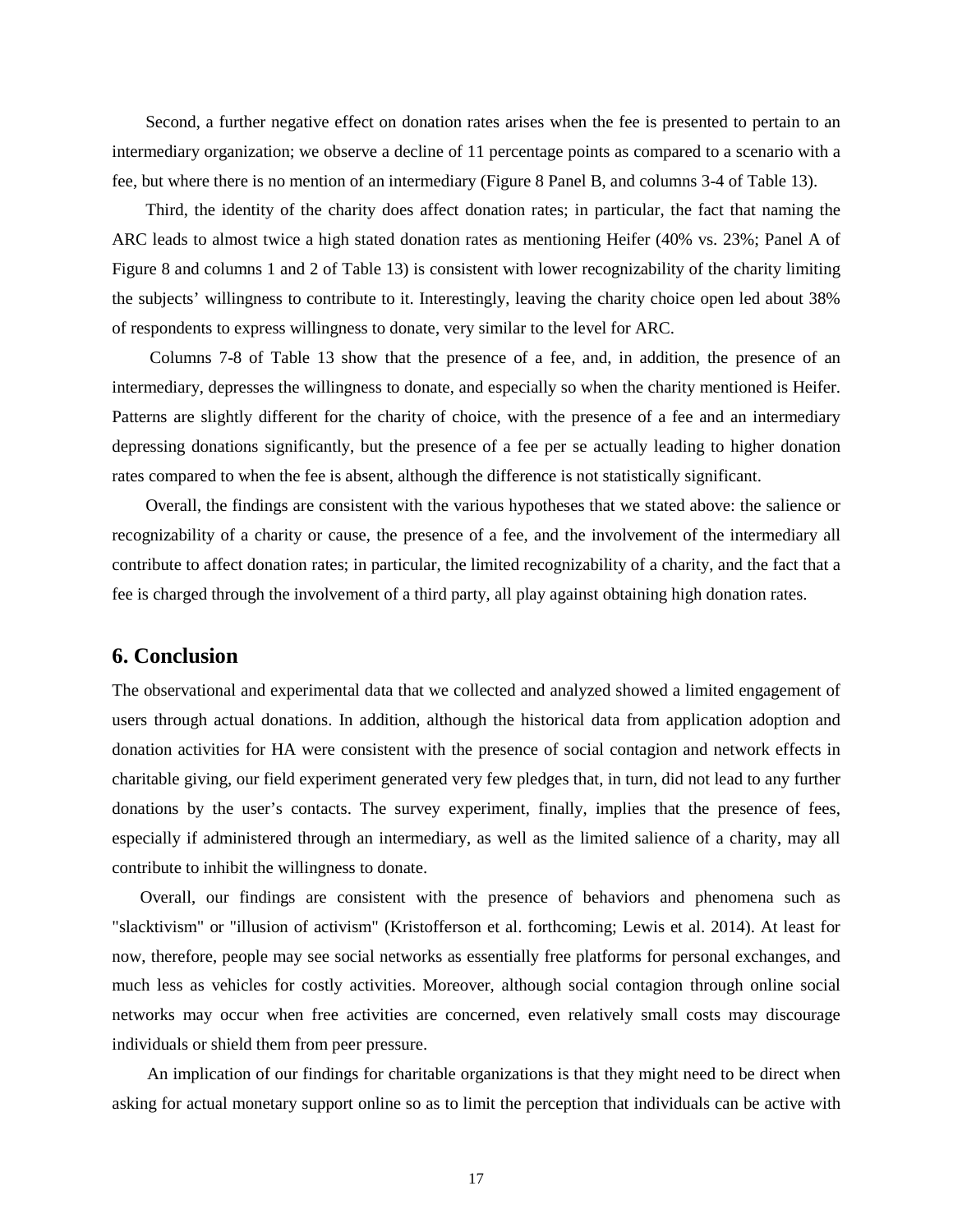Second, a further negative effect on donation rates arises when the fee is presented to pertain to an intermediary organization; we observe a decline of 11 percentage points as compared to a scenario with a fee, but where there is no mention of an intermediary (Figure 8 Panel B, and columns 3-4 of Table 13).

Third, the identity of the charity does affect donation rates; in particular, the fact that naming the ARC leads to almost twice a high stated donation rates as mentioning Heifer (40% vs. 23%; Panel A of Figure 8 and columns 1 and 2 of Table 13) is consistent with lower recognizability of the charity limiting the subjects' willingness to contribute to it. Interestingly, leaving the charity choice open led about 38% of respondents to express willingness to donate, very similar to the level for ARC.

Columns 7-8 of Table 13 show that the presence of a fee, and, in addition, the presence of an intermediary, depresses the willingness to donate, and especially so when the charity mentioned is Heifer. Patterns are slightly different for the charity of choice, with the presence of a fee and an intermediary depressing donations significantly, but the presence of a fee per se actually leading to higher donation rates compared to when the fee is absent, although the difference is not statistically significant.

Overall, the findings are consistent with the various hypotheses that we stated above: the salience or recognizability of a charity or cause, the presence of a fee, and the involvement of the intermediary all contribute to affect donation rates; in particular, the limited recognizability of a charity, and the fact that a fee is charged through the involvement of a third party, all play against obtaining high donation rates.

## 6. Conclusion

The observational and experimental data that we collected and analyzed showed a limited engagement of users through actual donations. In addition, although the historical data from application adoption and donation activities for HA were consistent with the presence of social contagion and network effects in charitable giving, our field experiment generated very few pledges that, in turn, did not lead to any further donations by the user's contacts. The survey experiment, finally, implies that the presence of fees, especially if administered through an intermediary, as well as the limited salience of a charity, may all contribute to inhibit the willingness to donate.

Overall, our findings are consistent with the presence of behaviors and phenomena such as "slacktivism" or "illusion of activism" (Kristofferson et al. forthcoming; Lewis et al. 2014). At least for now, therefore, people may see social networks as essentially free platforms for personal exchanges, and much less as vehicles for costly activities. Moreover, although social contagion through online social networks may occur when free activities are concerned, even relatively small costs may discourage individuals or shield them from peer pressure.

An implication of our findings for charitable organizations is that they might need to be direct when asking for actual monetary support online so as to limit the perception that individuals can be active with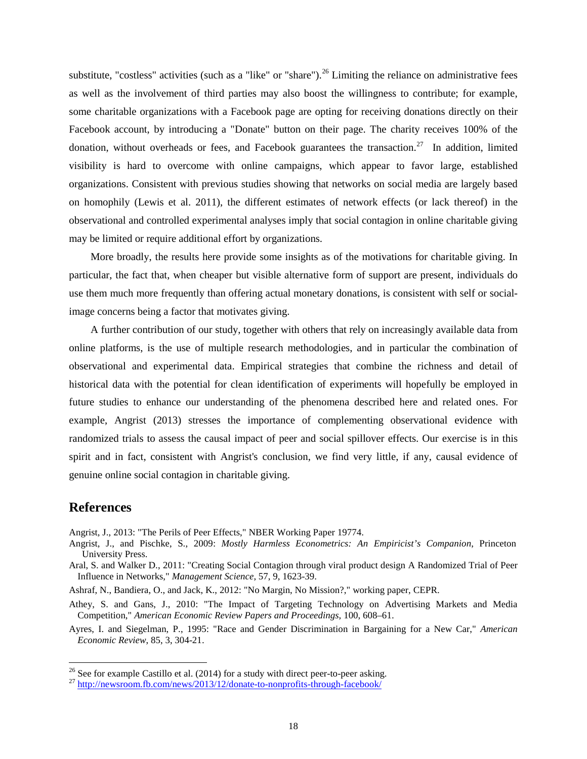substitute, "costless" activities (such as a "like" or "share").[26] Limiting the reliance on administrative fees as well as the involvement of third parties may also boost the willingness to contribute; for example, some charitable organizations with a Facebook page are opting for receiving donations directly on their Facebook account, by introducing a "Donate" button on their page. The charity receives 100% of the donation, without overheads or fees, and Facebook guarantees the transaction.[27] In addition, limited visibility is hard to overcome with online campaigns, which appear to favor large, established organizations. Consistent with previous studies showing that networks on social media are largely based on homophily (Lewis et al. 2011), the different estimates of network effects (or lack thereof) in the observational and controlled experimental analyses imply that social contagion in online charitable giving may be limited or require additional effort by organizations.

More broadly, the results here provide some insights as of the motivations for charitable giving. In particular, the fact that, when cheaper but visible alternative form of support are present, individuals do use them much more frequently than offering actual monetary donations, is consistent with self or social-image concerns being a factor that motivates giving.

A further contribution of our study, together with others that rely on increasingly available data from online platforms, is the use of multiple research methodologies, and in particular the combination of observational and experimental data. Empirical strategies that combine the richness and detail of historical data with the potential for clean identification of experiments will hopefully be employed in future studies to enhance our understanding of the phenomena described here and related ones. For example, Angrist (2013) stresses the importance of complementing observational evidence with randomized trials to assess the causal impact of peer and social spillover effects. Our exercise is in this spirit and in fact, consistent with Angrist's conclusion, we find very little, if any, causal evidence of genuine online social contagion in charitable giving.

## References

Angrist, J., 2013: "The Perils of Peer Effects," NBER Working Paper 19774.

Angrist, J., and Pischke, S., 2009: *Mostly Harmless Econometrics: An Empiricist's Companion*, Princeton University Press.

Aral, S. and Walker D., 2011: "Creating Social Contagion through viral product design A Randomized Trial of Peer Influence in Networks," *Management Science*, 57, 9, 1623-39.

Ashraf, N., Bandiera, O., and Jack, K., 2012: "No Margin, No Mission?," working paper, CEPR.

Athey, S. and Gans, J., 2010: "The Impact of Targeting Technology on Advertising Markets and Media Competition," *American Economic Review Papers and Proceedings*, 100, 608–61.

Ayres, I. and Siegelman, P., 1995: "Race and Gender Discrimination in Bargaining for a New Car," *American Economic Review*, 85, 3, 304-21.

[26] See for example Castillo et al. (2014) for a study with direct peer-to-peer asking.

[27] http://newsroom.fb.com/news/2013/12/donate-to-nonprofits-through-facebook/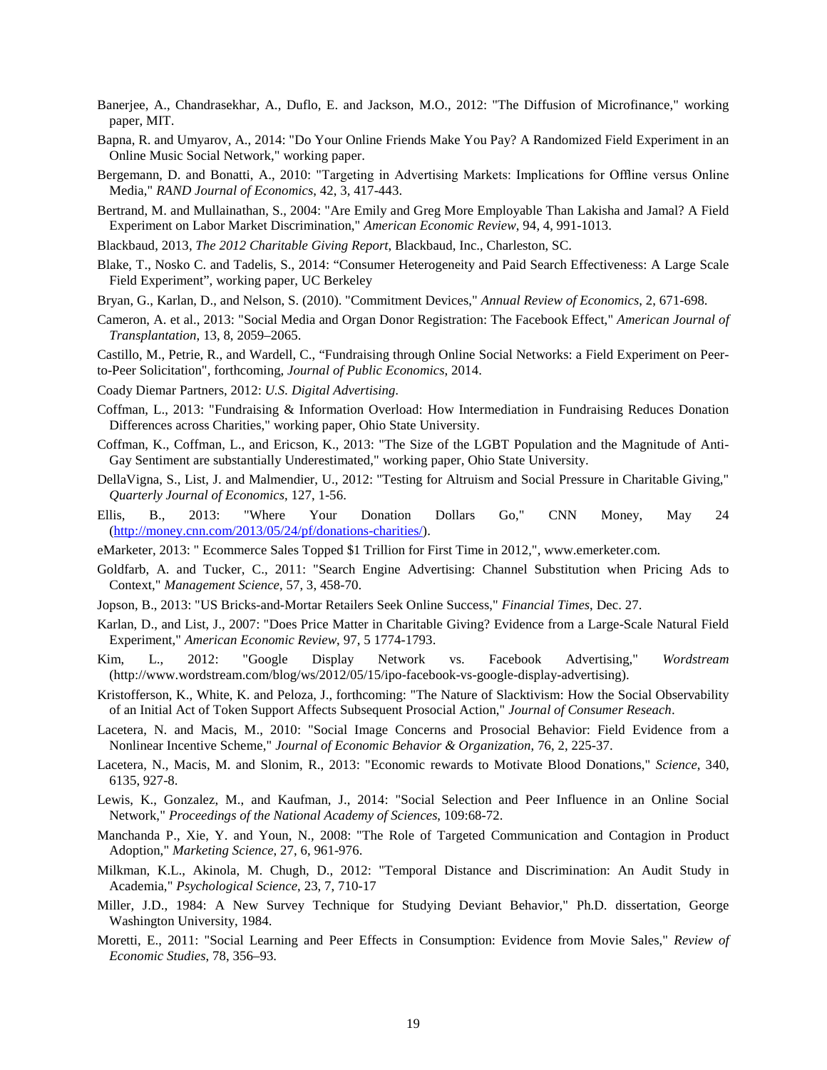Banerjee, A., Chandrasekhar, A., Duflo, E. and Jackson, M.O., 2012: "The Diffusion of Microfinance," working paper, MIT.

Bapna, R. and Umyarov, A., 2014: "Do Your Online Friends Make You Pay? A Randomized Field Experiment in an Online Music Social Network," working paper.

Bergemann, D. and Bonatti, A., 2010: "Targeting in Advertising Markets: Implications for Offline versus Online Media," *RAND Journal of Economics*, 42, 3, 417-443.

Bertrand, M. and Mullainathan, S., 2004: "Are Emily and Greg More Employable Than Lakisha and Jamal? A Field Experiment on Labor Market Discrimination," *American Economic Review*, 94, 4, 991-1013.

Blackbaud, 2013, *The 2012 Charitable Giving Report*, Blackbaud, Inc., Charleston, SC.

Blake, T., Nosko C. and Tadelis, S., 2014: "Consumer Heterogeneity and Paid Search Effectiveness: A Large Scale Field Experiment", working paper, UC Berkeley

Bryan, G., Karlan, D., and Nelson, S. (2010). "Commitment Devices," *Annual Review of Economics*, 2, 671-698.

Cameron, A. et al., 2013: "Social Media and Organ Donor Registration: The Facebook Effect," *American Journal of Transplantation*, 13, 8, 2059–2065.

Castillo, M., Petrie, R., and Wardell, C., "Fundraising through Online Social Networks: a Field Experiment on Peer-to-Peer Solicitation", forthcoming, *Journal of Public Economics*, 2014.

Coady Diemar Partners, 2012: *U.S. Digital Advertising*.

Coffman, L., 2013: "Fundraising & Information Overload: How Intermediation in Fundraising Reduces Donation Differences across Charities," working paper, Ohio State University.

Coffman, K., Coffman, L., and Ericson, K., 2013: "The Size of the LGBT Population and the Magnitude of Anti-Gay Sentiment are substantially Underestimated," working paper, Ohio State University.

DellaVigna, S., List, J. and Malmendier, U., 2012: "Testing for Altruism and Social Pressure in Charitable Giving," *Quarterly Journal of Economics*, 127, 1-56.

Ellis, B., 2013: "Where Your Donation Dollars Go," CNN Money, May 24 (http://money.cnn.com/2013/05/24/pf/donations-charities/).

eMarketer, 2013: " Ecommerce Sales Topped $1 Trillion for First Time in 2012,", www.emerketer.com.

Goldfarb, A. and Tucker, C., 2011: "Search Engine Advertising: Channel Substitution when Pricing Ads to Context," *Management Science*, 57, 3, 458-70.

Jopson, B., 2013: "US Bricks-and-Mortar Retailers Seek Online Success," *Financial Times*, Dec. 27.

Karlan, D., and List, J., 2007: "Does Price Matter in Charitable Giving? Evidence from a Large-Scale Natural Field Experiment," *American Economic Review*, 97, 5 1774-1793.

Kim, L., 2012: "Google Display Network vs. Facebook Advertising," *Wordstream* (http://www.wordstream.com/blog/ws/2012/05/15/ipo-facebook-vs-google-display-advertising).

Kristofferson, K., White, K. and Peloza, J., forthcoming: "The Nature of Slacktivism: How the Social Observability of an Initial Act of Token Support Affects Subsequent Prosocial Action," *Journal of Consumer Reseach*.

Lacetera, N. and Macis, M., 2010: "Social Image Concerns and Prosocial Behavior: Field Evidence from a Nonlinear Incentive Scheme," *Journal of Economic Behavior & Organization*, 76, 2, 225-37.

Lacetera, N., Macis, M. and Slonim, R., 2013: "Economic rewards to Motivate Blood Donations," *Science*, 340, 6135, 927-8.

Lewis, K., Gonzalez, M., and Kaufman, J., 2014: "Social Selection and Peer Influence in an Online Social Network," *Proceedings of the National Academy of Sciences*, 109:68-72.

Manchanda P., Xie, Y. and Youn, N., 2008: "The Role of Targeted Communication and Contagion in Product Adoption," *Marketing Science*, 27, 6, 961-976.

Milkman, K.L., Akinola, M. Chugh, D., 2012: "Temporal Distance and Discrimination: An Audit Study in Academia," *Psychological Science*, 23, 7, 710-17

Miller, J.D., 1984: A New Survey Technique for Studying Deviant Behavior," Ph.D. dissertation, George Washington University, 1984.

Moretti, E., 2011: "Social Learning and Peer Effects in Consumption: Evidence from Movie Sales," *Review of Economic Studies*, 78, 356–93.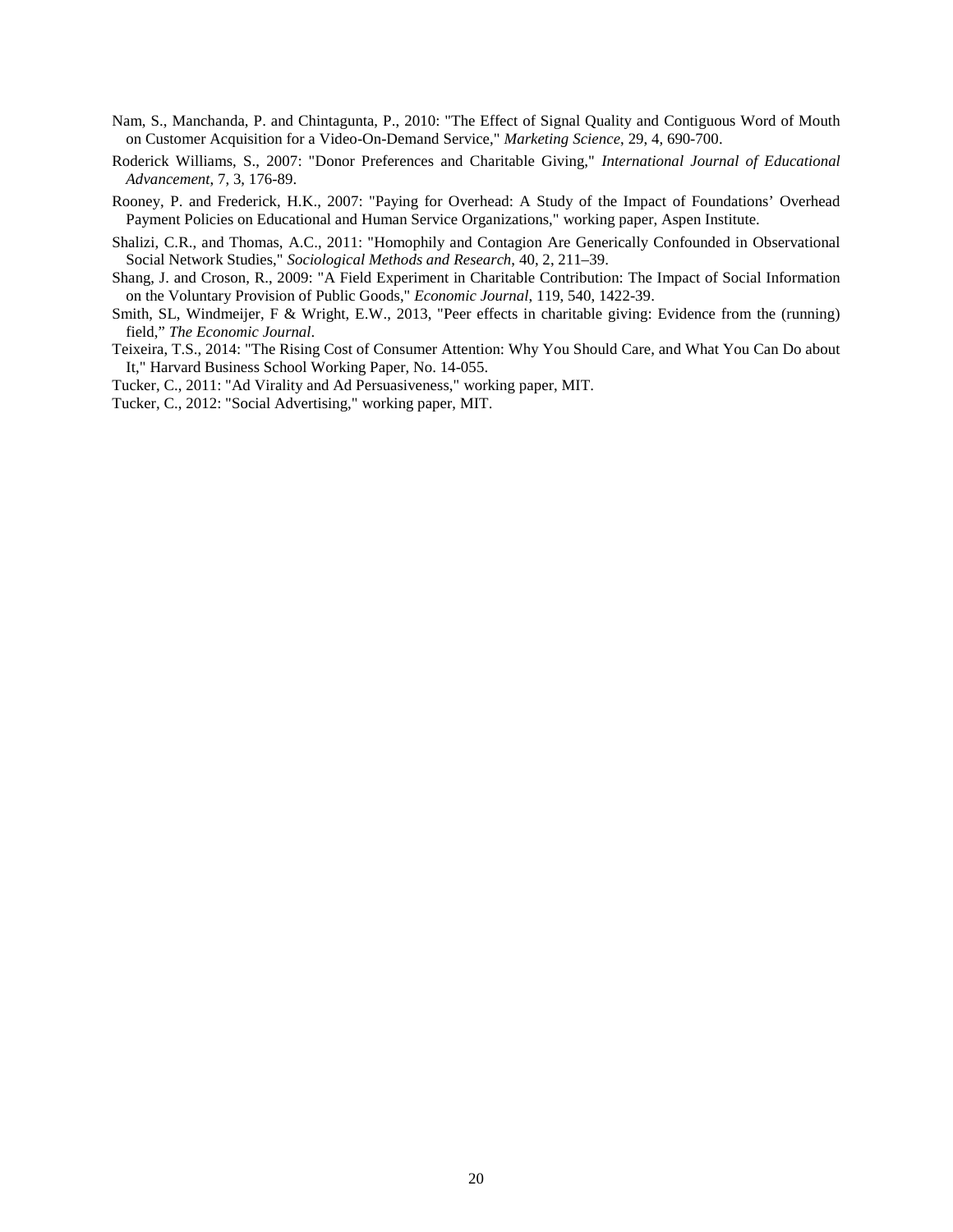Nam, S., Manchanda, P. and Chintagunta, P., 2010: "The Effect of Signal Quality and Contiguous Word of Mouth on Customer Acquisition for a Video-On-Demand Service," *Marketing Science*, 29, 4, 690-700.

Roderick Williams, S., 2007: "Donor Preferences and Charitable Giving," *International Journal of Educational Advancement*, 7, 3, 176-89.

Rooney, P. and Frederick, H.K., 2007: "Paying for Overhead: A Study of the Impact of Foundations' Overhead Payment Policies on Educational and Human Service Organizations," working paper, Aspen Institute.

Shalizi, C.R., and Thomas, A.C., 2011: "Homophily and Contagion Are Generically Confounded in Observational Social Network Studies," *Sociological Methods and Research*, 40, 2, 211–39.

Shang, J. and Croson, R., 2009: "A Field Experiment in Charitable Contribution: The Impact of Social Information on the Voluntary Provision of Public Goods," *Economic Journal*, 119, 540, 1422-39.

Smith, SL, Windmeijer, F & Wright, E.W., 2013, "Peer effects in charitable giving: Evidence from the (running) field," *The Economic Journal*.

Teixeira, T.S., 2014: "The Rising Cost of Consumer Attention: Why You Should Care, and What You Can Do about It," Harvard Business School Working Paper, No. 14-055.

Tucker, C., 2011: "Ad Virality and Ad Persuasiveness," working paper, MIT.

Tucker, C., 2012: "Social Advertising," working paper, MIT.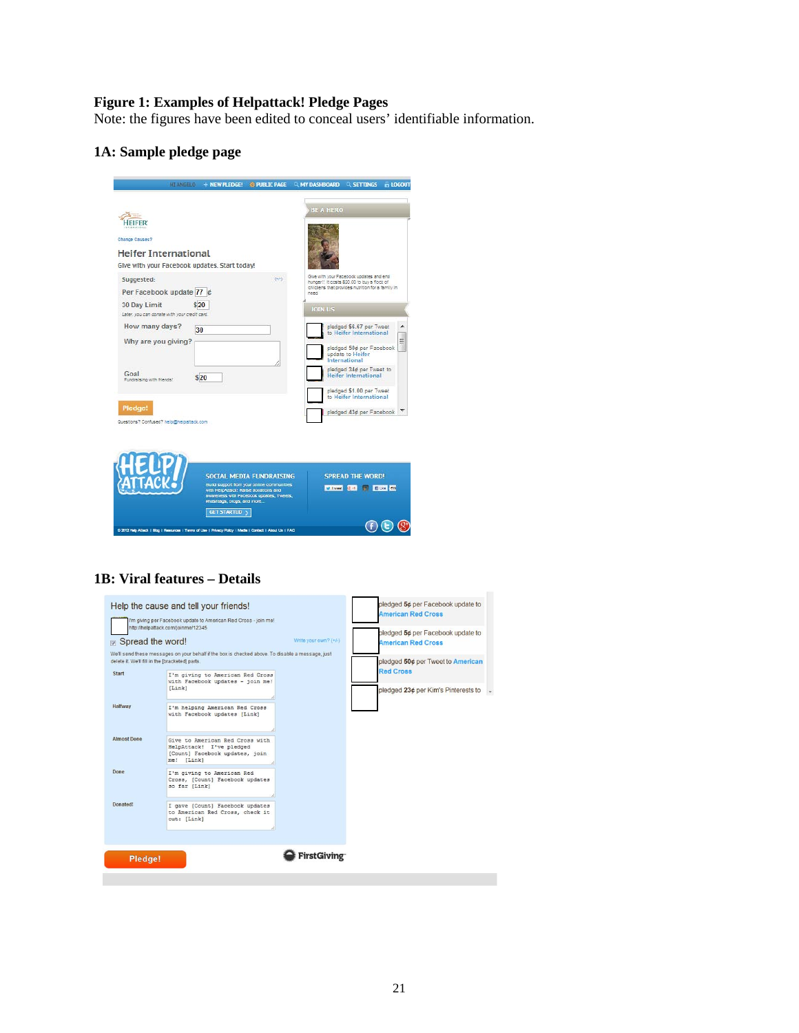**Figure 1: Examples of Helpattack! Pledge Pages**

Note: the figures have been edited to conceal users' identifiable information.

**1A: Sample pledge page**

**1B: Viral features – Details**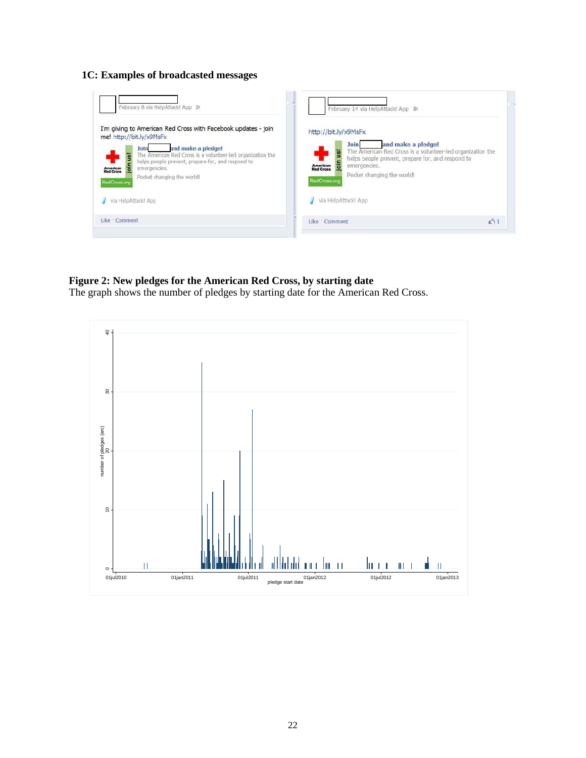**1C: Examples of broadcasted messages**

**Figure 2: New pledges for the American Red Cross, by starting date**

The graph shows the number of pledges by starting date for the American Red Cross.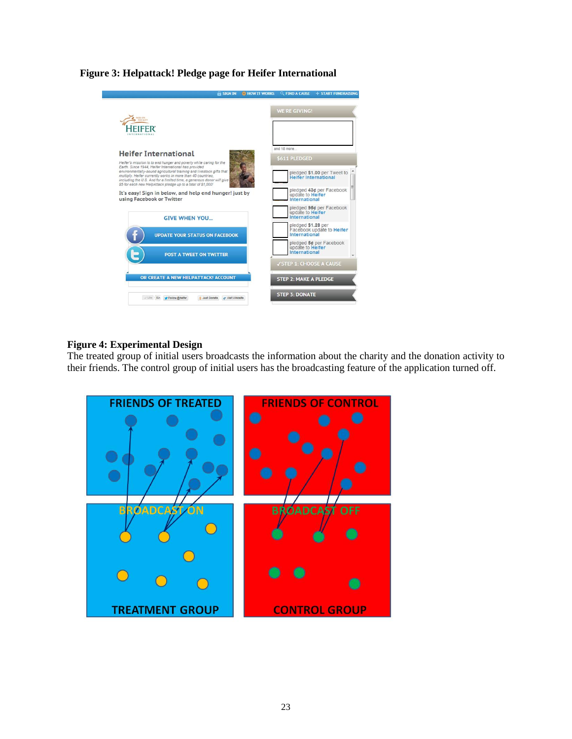**Figure 3: Helpattack! Pledge page for Heifer International**

**Figure 4: Experimental Design**

The treated group of initial users broadcasts the information about the charity and the donation activity to their friends. The control group of initial users has the broadcasting feature of the application turned off.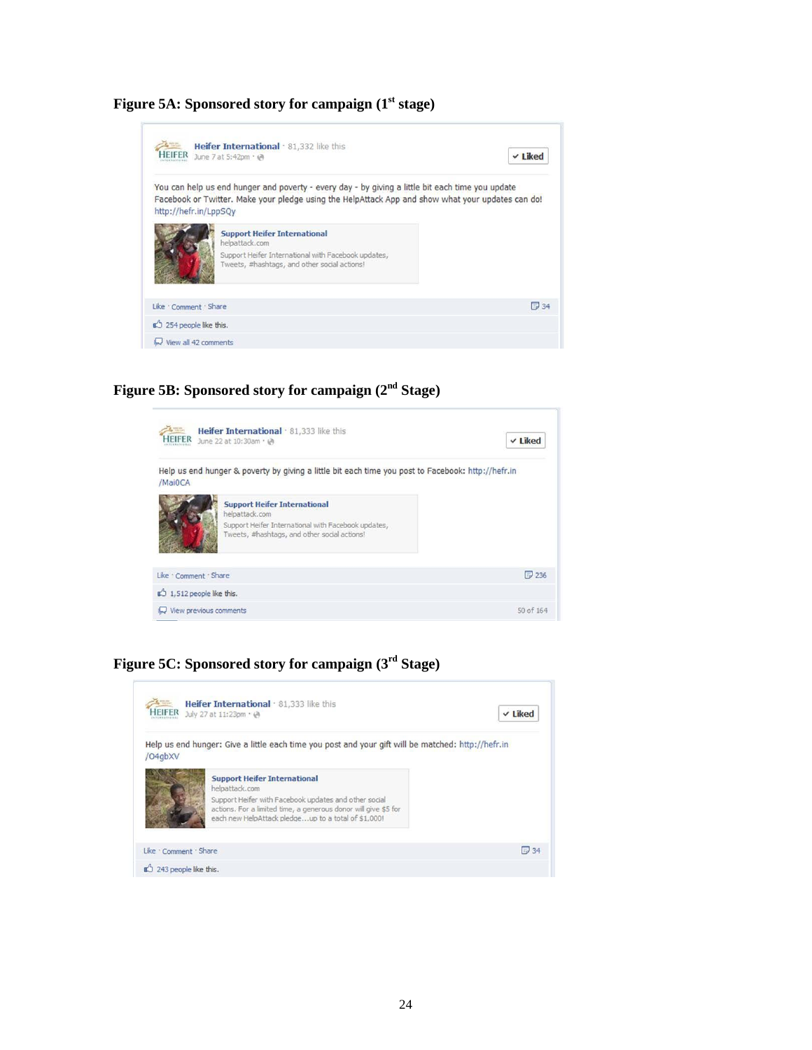### Figure 5A: Sponsored story for campaign (1st stage)

**Heifer International** · 81,332 like this
June 7 at 5:42pm

✓ Liked

You can help us end hunger and poverty - every day - by giving a little bit each time you update Facebook or Twitter. Make your pledge using the HelpAttack App and show what your updates can do! http://hefr.in/LppSQy

**Support Heifer International**
helpattack.com
Support Heifer International with Facebook updates, Tweets, #hashtags, and other social actions!

Like · Comment · Share — 34

254 people like this.

View all 42 comments

### Figure 5B: Sponsored story for campaign (2nd Stage)

**Heifer International** · 81,333 like this
June 22 at 10:30am

✓ Liked

Help us end hunger & poverty by giving a little bit each time you post to Facebook: http://hefr.in/Mai0CA

**Support Heifer International**
helpattack.com
Support Heifer International with Facebook updates, Tweets, #hashtags, and other social actions!

Like · Comment · Share — 236

1,512 people like this.

View previous comments — 50 of 164

### Figure 5C: Sponsored story for campaign (3rd Stage)

**Heifer International** · 81,333 like this
July 27 at 11:23pm

✓ Liked

Help us end hunger: Give a little each time you post and your gift will be matched: http://hefr.in/O4gbXV

**Support Heifer International**
helpattack.com
Support Heifer with Facebook updates and other social actions. For a limited time, a generous donor will give $5 for each new HelpAttack pledge…up to a total of $1,000!

Like · Comment · Share — 34

243 people like this.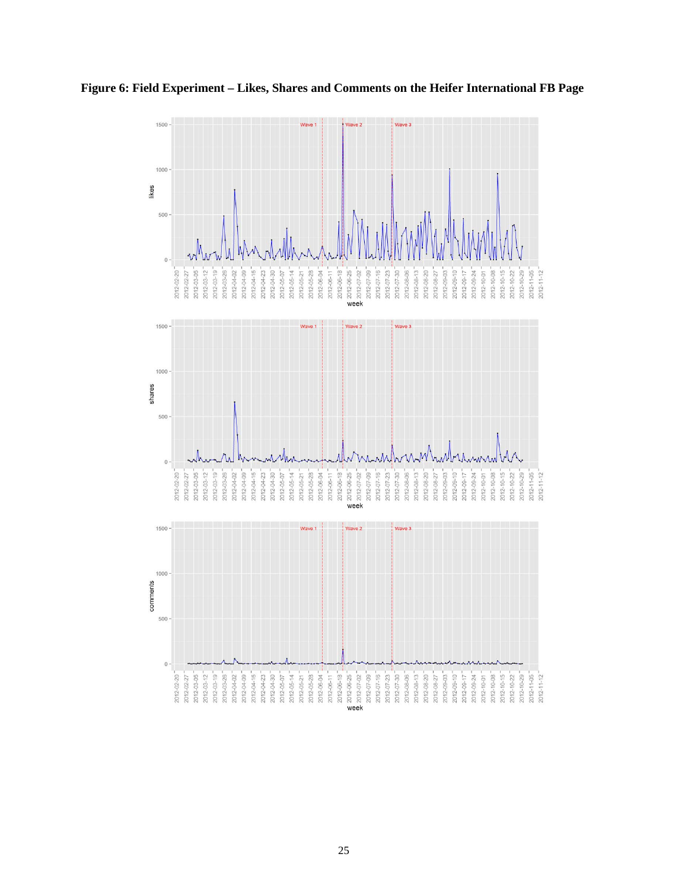**Figure 6: Field Experiment – Likes, Shares and Comments on the Heifer International FB Page**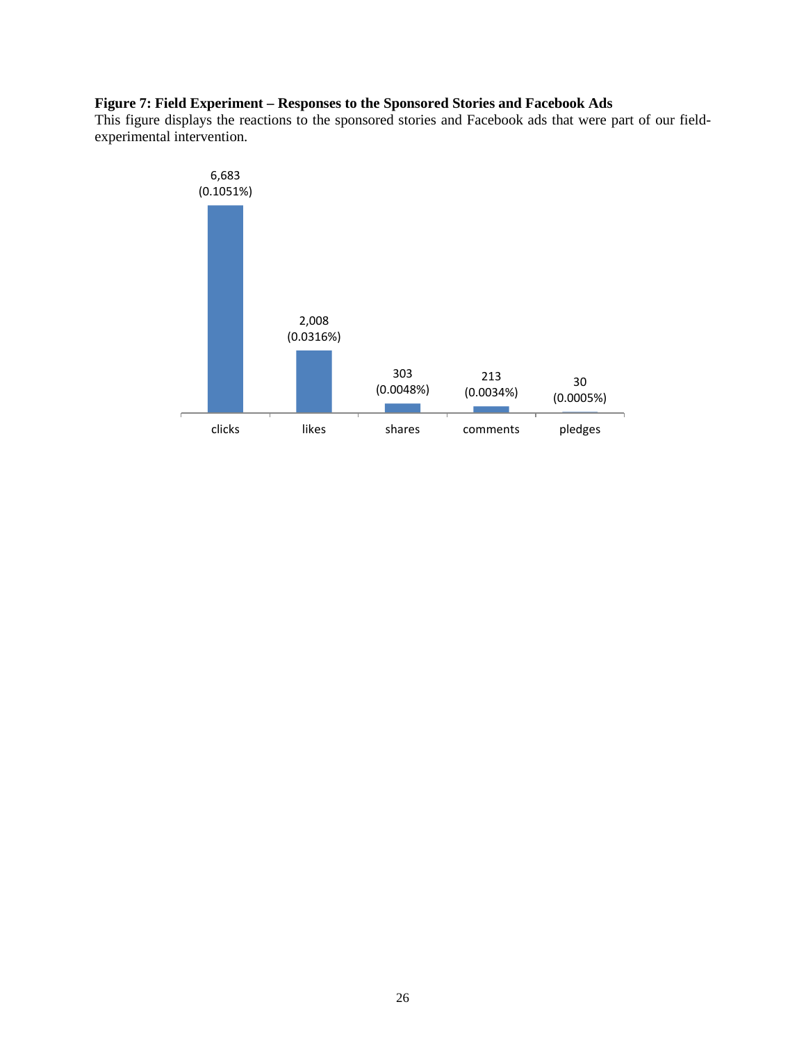**Figure 7: Field Experiment – Responses to the Sponsored Stories and Facebook Ads**
This figure displays the reactions to the sponsored stories and Facebook ads that were part of our field-experimental intervention.

| | clicks | likes | shares | comments | pledges |
|---|---|---|---|---|---|
| Count | 6,683 | 2,008 | 303 | 213 | 30 |
| Share | (0.1051%) | (0.0316%) | (0.0048%) | (0.0034%) | (0.0005%) |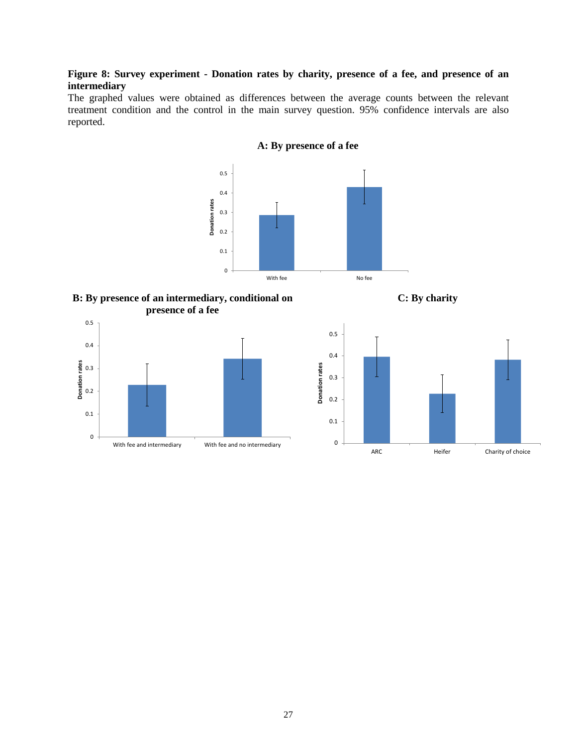**Figure 8: Survey experiment - Donation rates by charity, presence of a fee, and presence of an intermediary**

The graphed values were obtained as differences between the average counts between the relevant treatment condition and the control in the main survey question. 95% confidence intervals are also reported.

**A: By presence of a fee**

**B: By presence of an intermediary, conditional on presence of a fee**

**C: By charity**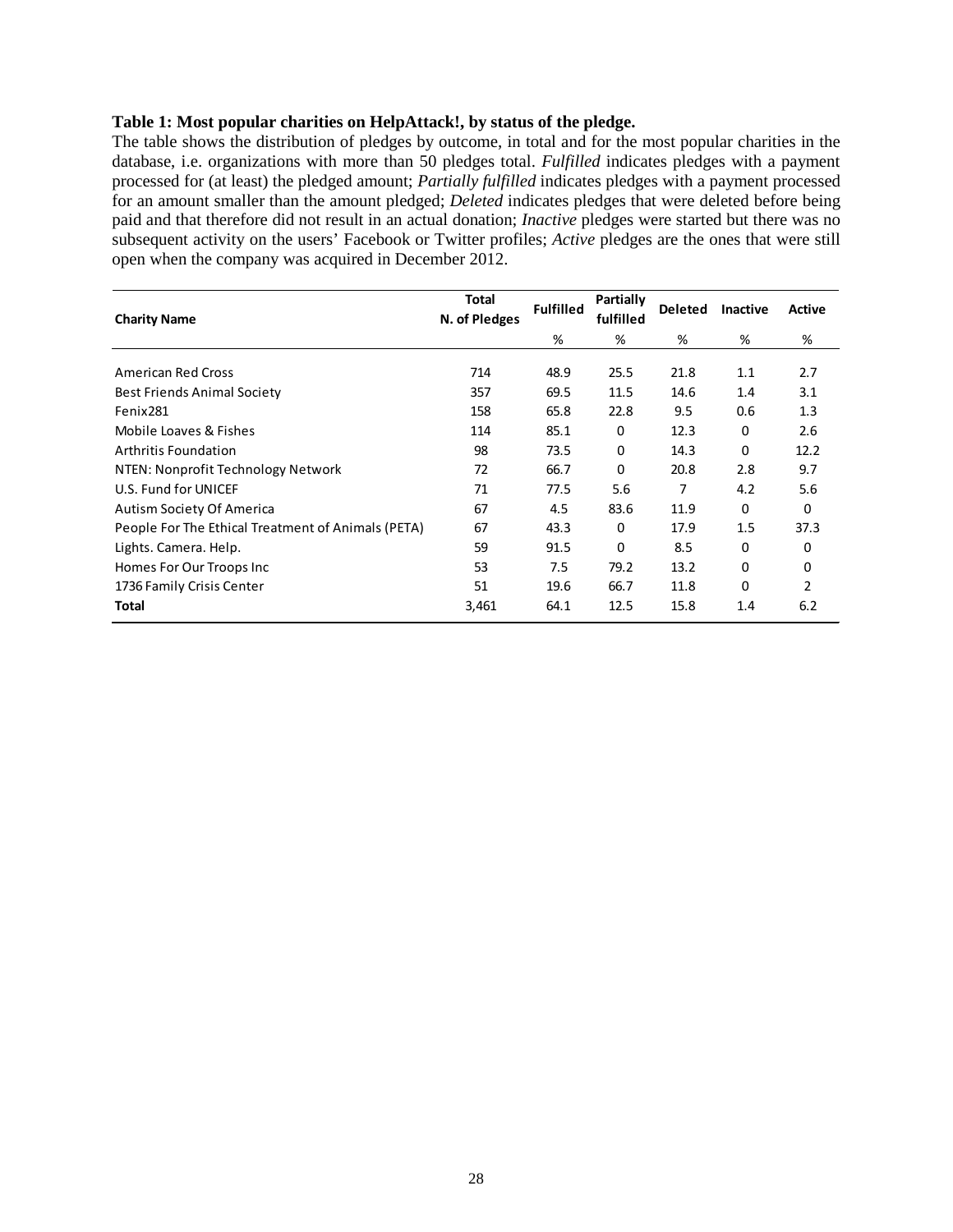**Table 1: Most popular charities on HelpAttack!, by status of the pledge.**

The table shows the distribution of pledges by outcome, in total and for the most popular charities in the database, i.e. organizations with more than 50 pledges total. *Fulfilled* indicates pledges with a payment processed for (at least) the pledged amount; *Partially fulfilled* indicates pledges with a payment processed for an amount smaller than the amount pledged; *Deleted* indicates pledges that were deleted before being paid and that therefore did not result in an actual donation; *Inactive* pledges were started but there was no subsequent activity on the users' Facebook or Twitter profiles; *Active* pledges are the ones that were still open when the company was acquired in December 2012.

| Charity Name | Total N. of Pledges | Fulfilled | Partially fulfilled | Deleted | Inactive | Active |
|---|---|---|---|---|---|---|
| | | % | % | % | % | % |
| American Red Cross | 714 | 48.9 | 25.5 | 21.8 | 1.1 | 2.7 |
| Best Friends Animal Society | 357 | 69.5 | 11.5 | 14.6 | 1.4 | 3.1 |
| Fenix281 | 158 | 65.8 | 22.8 | 9.5 | 0.6 | 1.3 |
| Mobile Loaves & Fishes | 114 | 85.1 | 0 | 12.3 | 0 | 2.6 |
| Arthritis Foundation | 98 | 73.5 | 0 | 14.3 | 0 | 12.2 |
| NTEN: Nonprofit Technology Network | 72 | 66.7 | 0 | 20.8 | 2.8 | 9.7 |
| U.S. Fund for UNICEF | 71 | 77.5 | 5.6 | 7 | 4.2 | 5.6 |
| Autism Society Of America | 67 | 4.5 | 83.6 | 11.9 | 0 | 0 |
| People For The Ethical Treatment of Animals (PETA) | 67 | 43.3 | 0 | 17.9 | 1.5 | 37.3 |
| Lights. Camera. Help. | 59 | 91.5 | 0 | 8.5 | 0 | 0 |
| Homes For Our Troops Inc | 53 | 7.5 | 79.2 | 13.2 | 0 | 0 |
| 1736 Family Crisis Center | 51 | 19.6 | 66.7 | 11.8 | 0 | 2 |
| **Total** | 3,461 | 64.1 | 12.5 | 15.8 | 1.4 | 6.2 |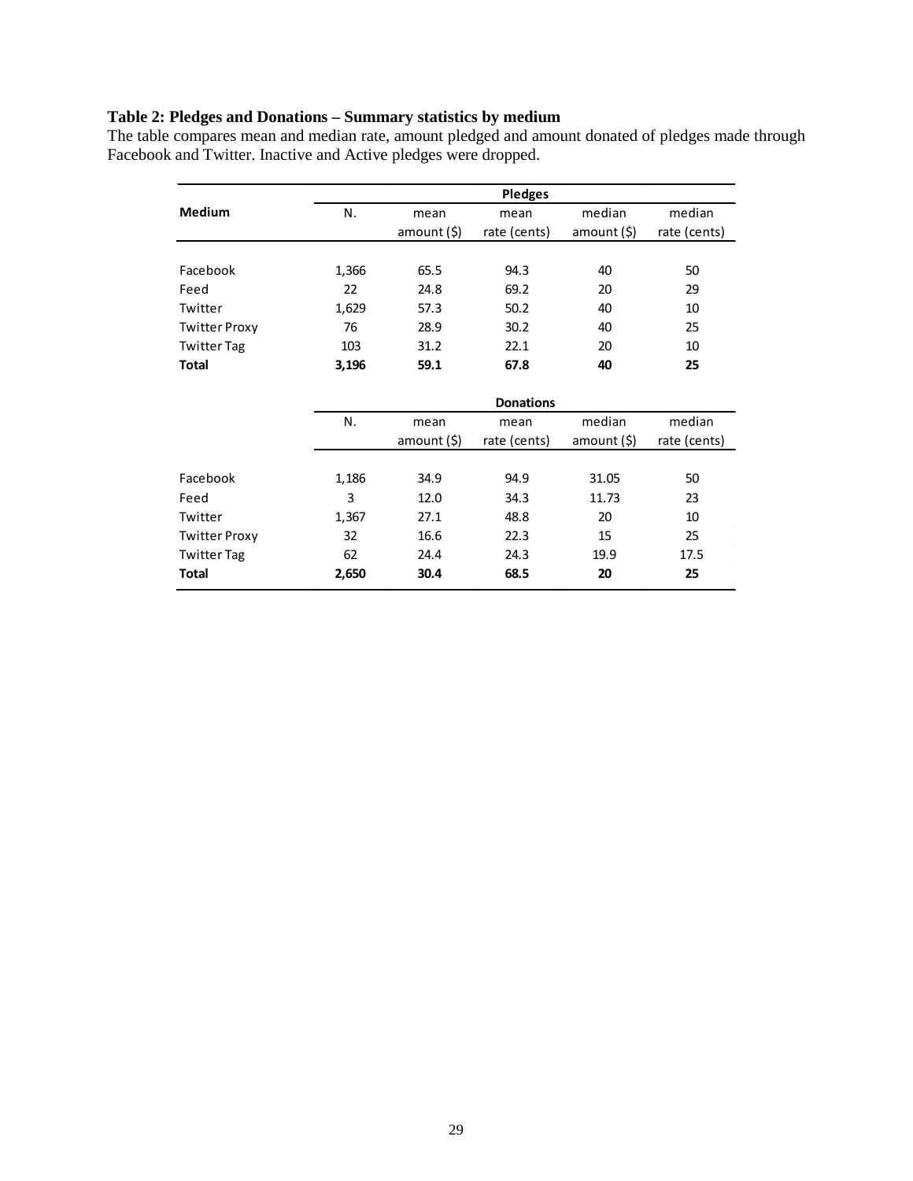**Table 2: Pledges and Donations – Summary statistics by medium**

The table compares mean and median rate, amount pledged and amount donated of pledges made through Facebook and Twitter. Inactive and Active pledges were dropped.

| Medium | Pledges | | | | |
|---|---|---|---|---|---|
| | N. | mean amount ($) | mean rate (cents) | median amount ($) | median rate (cents) |
| Facebook | 1,366 | 65.5 | 94.3 | 40 | 50 |
| Feed | 22 | 24.8 | 69.2 | 20 | 29 |
| Twitter | 1,629 | 57.3 | 50.2 | 40 | 10 |
| Twitter Proxy | 76 | 28.9 | 30.2 | 40 | 25 |
| Twitter Tag | 103 | 31.2 | 22.1 | 20 | 10 |
| **Total** | **3,196** | **59.1** | **67.8** | **40** | **25** |
| | **Donations** | | | | |
| | N. | mean amount ($) | mean rate (cents) | median amount ($) | median rate (cents) |
| Facebook | 1,186 | 34.9 | 94.9 | 31.05 | 50 |
| Feed | 3 | 12.0 | 34.3 | 11.73 | 23 |
| Twitter | 1,367 | 27.1 | 48.8 | 20 | 10 |
| Twitter Proxy | 32 | 16.6 | 22.3 | 15 | 25 |
| Twitter Tag | 62 | 24.4 | 24.3 | 19.9 | 17.5 |
| **Total** | **2,650** | **30.4** | **68.5** | **20** | **25** |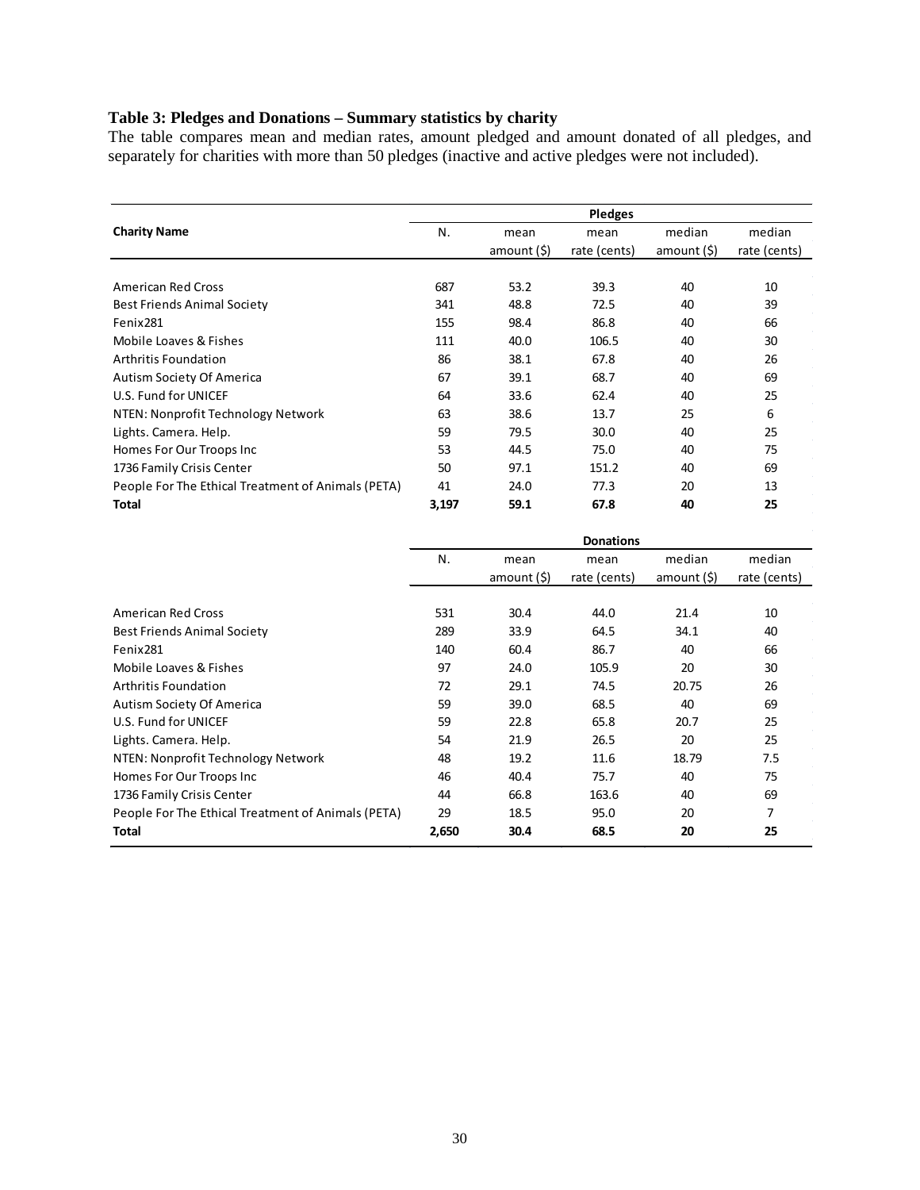**Table 3: Pledges and Donations – Summary statistics by charity**

The table compares mean and median rates, amount pledged and amount donated of all pledges, and separately for charities with more than 50 pledges (inactive and active pledges were not included).

| Charity Name | Pledges | | | | |
|---|---|---|---|---|---|
| | N. | mean amount ($) | mean rate (cents) | median amount ($) | median rate (cents) |
| American Red Cross | 687 | 53.2 | 39.3 | 40 | 10 |
| Best Friends Animal Society | 341 | 48.8 | 72.5 | 40 | 39 |
| Fenix281 | 155 | 98.4 | 86.8 | 40 | 66 |
| Mobile Loaves & Fishes | 111 | 40.0 | 106.5 | 40 | 30 |
| Arthritis Foundation | 86 | 38.1 | 67.8 | 40 | 26 |
| Autism Society Of America | 67 | 39.1 | 68.7 | 40 | 69 |
| U.S. Fund for UNICEF | 64 | 33.6 | 62.4 | 40 | 25 |
| NTEN: Nonprofit Technology Network | 63 | 38.6 | 13.7 | 25 | 6 |
| Lights. Camera. Help. | 59 | 79.5 | 30.0 | 40 | 25 |
| Homes For Our Troops Inc | 53 | 44.5 | 75.0 | 40 | 75 |
| 1736 Family Crisis Center | 50 | 97.1 | 151.2 | 40 | 69 |
| People For The Ethical Treatment of Animals (PETA) | 41 | 24.0 | 77.3 | 20 | 13 |
| **Total** | **3,197** | **59.1** | **67.8** | **40** | **25** |

| | Donations | | | | |
|---|---|---|---|---|---|
| | N. | mean amount ($) | mean rate (cents) | median amount ($) | median rate (cents) |
| American Red Cross | 531 | 30.4 | 44.0 | 21.4 | 10 |
| Best Friends Animal Society | 289 | 33.9 | 64.5 | 34.1 | 40 |
| Fenix281 | 140 | 60.4 | 86.7 | 40 | 66 |
| Mobile Loaves & Fishes | 97 | 24.0 | 105.9 | 20 | 30 |
| Arthritis Foundation | 72 | 29.1 | 74.5 | 20.75 | 26 |
| Autism Society Of America | 59 | 39.0 | 68.5 | 40 | 69 |
| U.S. Fund for UNICEF | 59 | 22.8 | 65.8 | 20.7 | 25 |
| Lights. Camera. Help. | 54 | 21.9 | 26.5 | 20 | 25 |
| NTEN: Nonprofit Technology Network | 48 | 19.2 | 11.6 | 18.79 | 7.5 |
| Homes For Our Troops Inc | 46 | 40.4 | 75.7 | 40 | 75 |
| 1736 Family Crisis Center | 44 | 66.8 | 163.6 | 40 | 69 |
| People For The Ethical Treatment of Animals (PETA) | 29 | 18.5 | 95.0 | 20 | 7 |
| **Total** | **2,650** | **30.4** | **68.5** | **20** | **25** |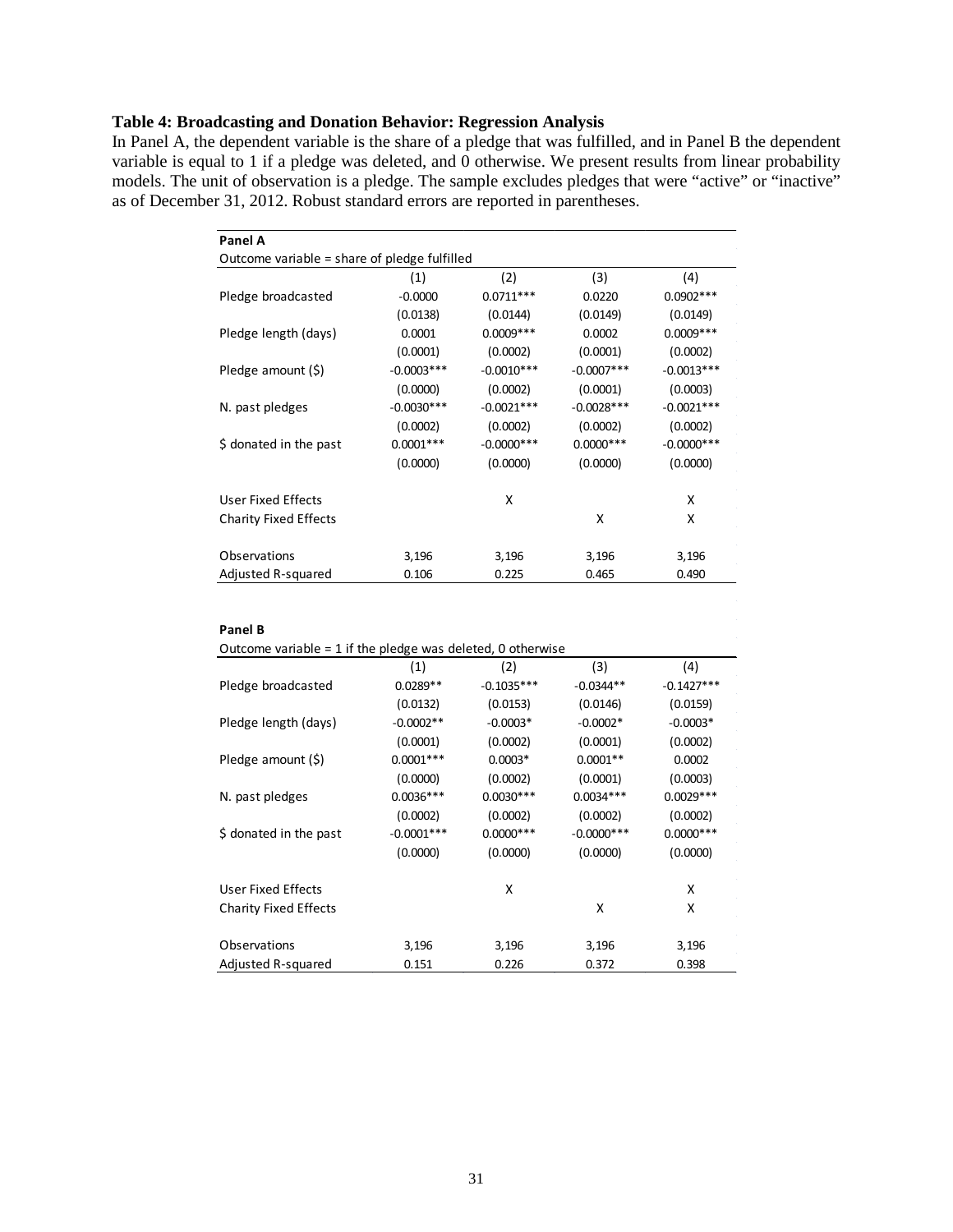**Table 4: Broadcasting and Donation Behavior: Regression Analysis**

In Panel A, the dependent variable is the share of a pledge that was fulfilled, and in Panel B the dependent variable is equal to 1 if a pledge was deleted, and 0 otherwise. We present results from linear probability models. The unit of observation is a pledge. The sample excludes pledges that were "active" or "inactive" as of December 31, 2012. Robust standard errors are reported in parentheses.

**Panel A**

Outcome variable = share of pledge fulfilled

| | (1) | (2) | (3) | (4) |
|---|---|---|---|---|
| Pledge broadcasted | -0.0000 | 0.0711*** | 0.0220 | 0.0902*** |
| | (0.0138) | (0.0144) | (0.0149) | (0.0149) |
| Pledge length (days) | 0.0001 | 0.0009*** | 0.0002 | 0.0009*** |
| | (0.0001) | (0.0002) | (0.0001) | (0.0002) |
| Pledge amount ($) | -0.0003*** | -0.0010*** | -0.0007*** | -0.0013*** |
| | (0.0000) | (0.0002) | (0.0001) | (0.0003) |
| N. past pledges | -0.0030*** | -0.0021*** | -0.0028*** | -0.0021*** |
| | (0.0002) | (0.0002) | (0.0002) | (0.0002) |
| $ donated in the past | 0.0001*** | -0.0000*** | 0.0000*** | -0.0000*** |
| | (0.0000) | (0.0000) | (0.0000) | (0.0000) |
| User Fixed Effects | | X | | X |
| Charity Fixed Effects | | | X | X |
| Observations | 3,196 | 3,196 | 3,196 | 3,196 |
| Adjusted R-squared | 0.106 | 0.225 | 0.465 | 0.490 |

**Panel B**

Outcome variable = 1 if the pledge was deleted, 0 otherwise

| | (1) | (2) | (3) | (4) |
|---|---|---|---|---|
| Pledge broadcasted | 0.0289** | -0.1035*** | -0.0344** | -0.1427*** |
| | (0.0132) | (0.0153) | (0.0146) | (0.0159) |
| Pledge length (days) | -0.0002** | -0.0003* | -0.0002* | -0.0003* |
| | (0.0001) | (0.0002) | (0.0001) | (0.0002) |
| Pledge amount ($) | 0.0001*** | 0.0003* | 0.0001** | 0.0002 |
| | (0.0000) | (0.0002) | (0.0001) | (0.0003) |
| N. past pledges | 0.0036*** | 0.0030*** | 0.0034*** | 0.0029*** |
| | (0.0002) | (0.0002) | (0.0002) | (0.0002) |
| $ donated in the past | -0.0001*** | 0.0000*** | -0.0000*** | 0.0000*** |
| | (0.0000) | (0.0000) | (0.0000) | (0.0000) |
| User Fixed Effects | | X | | X |
| Charity Fixed Effects | | | X | X |
| Observations | 3,196 | 3,196 | 3,196 | 3,196 |
| Adjusted R-squared | 0.151 | 0.226 | 0.372 | 0.398 |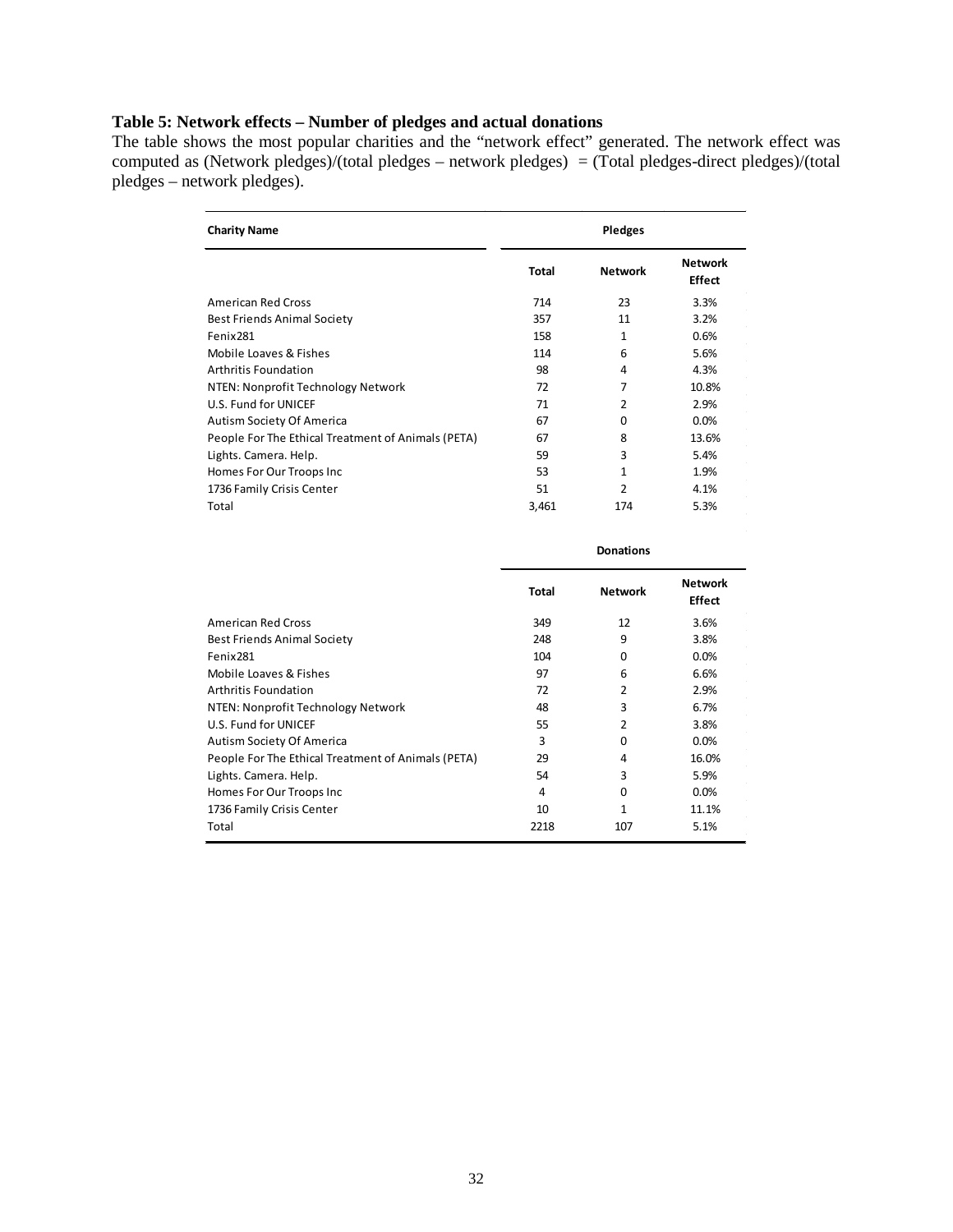**Table 5: Network effects – Number of pledges and actual donations**

The table shows the most popular charities and the "network effect" generated. The network effect was computed as (Network pledges)/(total pledges – network pledges) = (Total pledges-direct pledges)/(total pledges – network pledges).

| Charity Name | Pledges | | |
|---|---|---|---|
| | Total | Network | Network Effect |
| American Red Cross | 714 | 23 | 3.3% |
| Best Friends Animal Society | 357 | 11 | 3.2% |
| Fenix281 | 158 | 1 | 0.6% |
| Mobile Loaves & Fishes | 114 | 6 | 5.6% |
| Arthritis Foundation | 98 | 4 | 4.3% |
| NTEN: Nonprofit Technology Network | 72 | 7 | 10.8% |
| U.S. Fund for UNICEF | 71 | 2 | 2.9% |
| Autism Society Of America | 67 | 0 | 0.0% |
| People For The Ethical Treatment of Animals (PETA) | 67 | 8 | 13.6% |
| Lights. Camera. Help. | 59 | 3 | 5.4% |
| Homes For Our Troops Inc | 53 | 1 | 1.9% |
| 1736 Family Crisis Center | 51 | 2 | 4.1% |
| Total | 3,461 | 174 | 5.3% |
| | **Donations** | | |
| | Total | Network | Network Effect |
| American Red Cross | 349 | 12 | 3.6% |
| Best Friends Animal Society | 248 | 9 | 3.8% |
| Fenix281 | 104 | 0 | 0.0% |
| Mobile Loaves & Fishes | 97 | 6 | 6.6% |
| Arthritis Foundation | 72 | 2 | 2.9% |
| NTEN: Nonprofit Technology Network | 48 | 3 | 6.7% |
| U.S. Fund for UNICEF | 55 | 2 | 3.8% |
| Autism Society Of America | 3 | 0 | 0.0% |
| People For The Ethical Treatment of Animals (PETA) | 29 | 4 | 16.0% |
| Lights. Camera. Help. | 54 | 3 | 5.9% |
| Homes For Our Troops Inc | 4 | 0 | 0.0% |
| 1736 Family Crisis Center | 10 | 1 | 11.1% |
| Total | 2218 | 107 | 5.1% |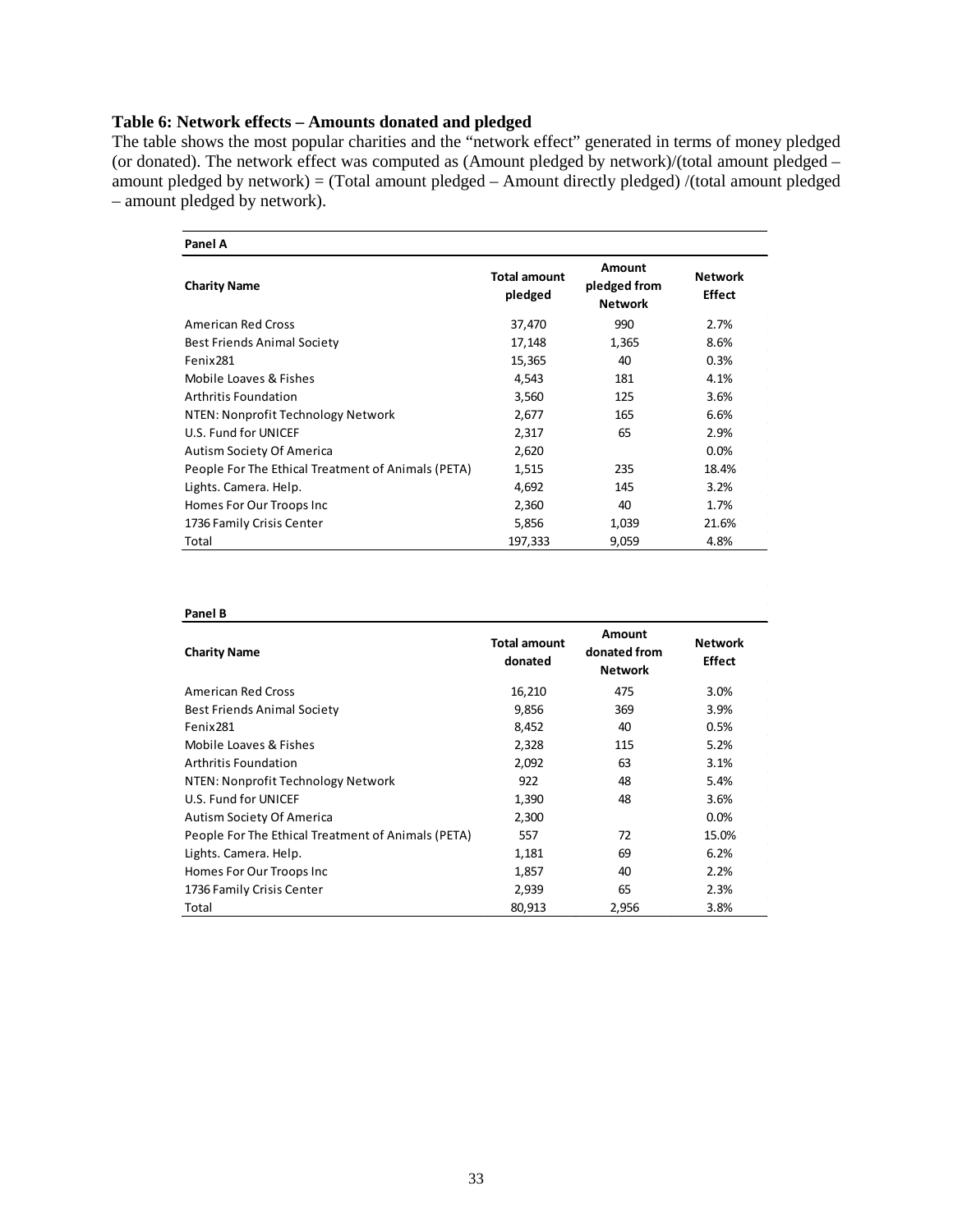### Table 6: Network effects – Amounts donated and pledged

The table shows the most popular charities and the "network effect" generated in terms of money pledged (or donated). The network effect was computed as (Amount pledged by network)/(total amount pledged – amount pledged by network) = (Total amount pledged – Amount directly pledged) /(total amount pledged – amount pledged by network).

**Panel A**

| Charity Name | Total amount pledged | Amount pledged from Network | Network Effect |
|---|---|---|---|
| American Red Cross | 37,470 | 990 | 2.7% |
| Best Friends Animal Society | 17,148 | 1,365 | 8.6% |
| Fenix281 | 15,365 | 40 | 0.3% |
| Mobile Loaves & Fishes | 4,543 | 181 | 4.1% |
| Arthritis Foundation | 3,560 | 125 | 3.6% |
| NTEN: Nonprofit Technology Network | 2,677 | 165 | 6.6% |
| U.S. Fund for UNICEF | 2,317 | 65 | 2.9% |
| Autism Society Of America | 2,620 | | 0.0% |
| People For The Ethical Treatment of Animals (PETA) | 1,515 | 235 | 18.4% |
| Lights. Camera. Help. | 4,692 | 145 | 3.2% |
| Homes For Our Troops Inc | 2,360 | 40 | 1.7% |
| 1736 Family Crisis Center | 5,856 | 1,039 | 21.6% |
| Total | 197,333 | 9,059 | 4.8% |

**Panel B**

| Charity Name | Total amount donated | Amount donated from Network | Network Effect |
|---|---|---|---|
| American Red Cross | 16,210 | 475 | 3.0% |
| Best Friends Animal Society | 9,856 | 369 | 3.9% |
| Fenix281 | 8,452 | 40 | 0.5% |
| Mobile Loaves & Fishes | 2,328 | 115 | 5.2% |
| Arthritis Foundation | 2,092 | 63 | 3.1% |
| NTEN: Nonprofit Technology Network | 922 | 48 | 5.4% |
| U.S. Fund for UNICEF | 1,390 | 48 | 3.6% |
| Autism Society Of America | 2,300 | | 0.0% |
| People For The Ethical Treatment of Animals (PETA) | 557 | 72 | 15.0% |
| Lights. Camera. Help. | 1,181 | 69 | 6.2% |
| Homes For Our Troops Inc | 1,857 | 40 | 2.2% |
| 1736 Family Crisis Center | 2,939 | 65 | 2.3% |
| Total | 80,913 | 2,956 | 3.8% |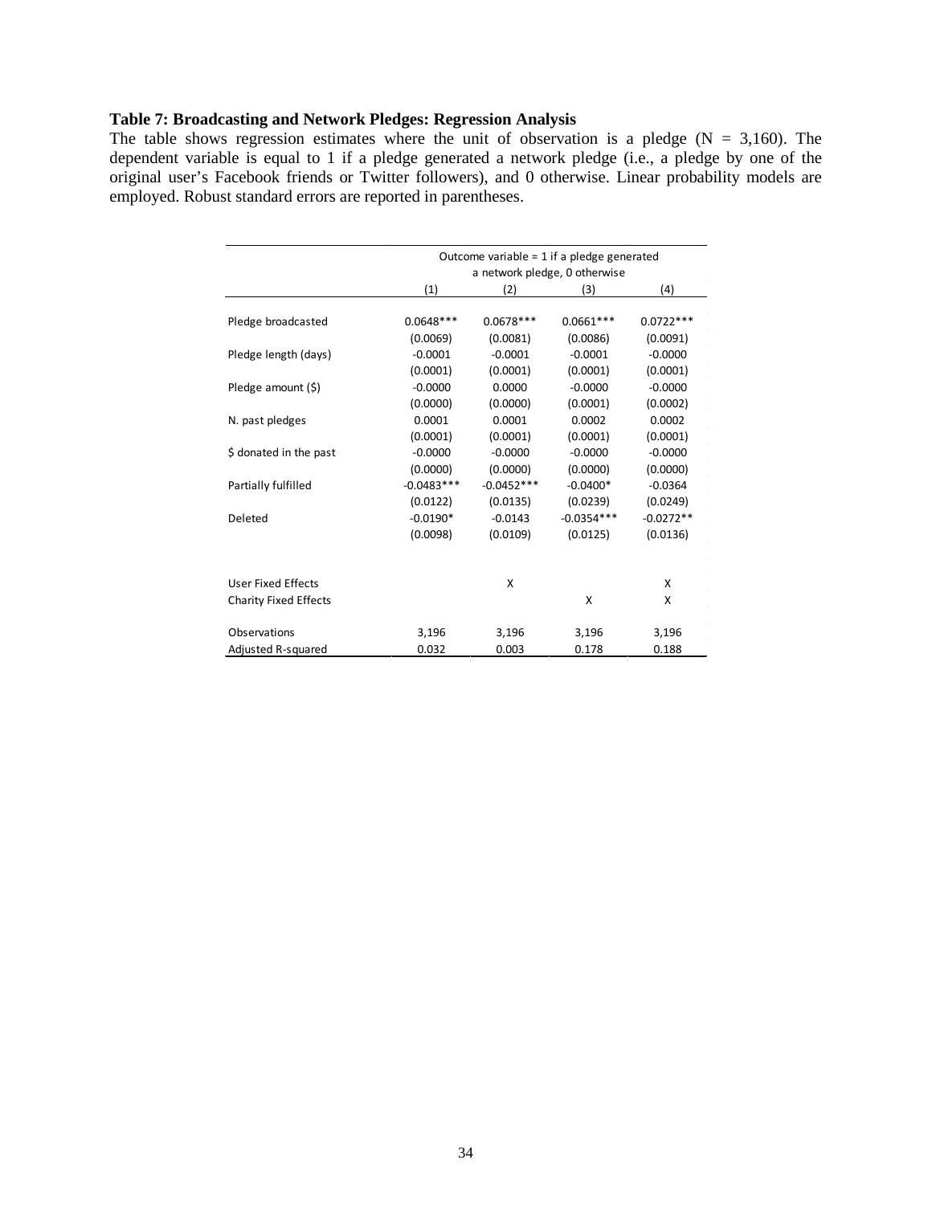**Table 7: Broadcasting and Network Pledges: Regression Analysis**

The table shows regression estimates where the unit of observation is a pledge (N = 3,160). The dependent variable is equal to 1 if a pledge generated a network pledge (i.e., a pledge by one of the original user's Facebook friends or Twitter followers), and 0 otherwise. Linear probability models are employed. Robust standard errors are reported in parentheses.

| | Outcome variable = 1 if a pledge generated a network pledge, 0 otherwise | | | |
|---|---|---|---|---|
| | (1) | (2) | (3) | (4) |
| Pledge broadcasted | 0.0648*** | 0.0678*** | 0.0661*** | 0.0722*** |
| | (0.0069) | (0.0081) | (0.0086) | (0.0091) |
| Pledge length (days) | -0.0001 | -0.0001 | -0.0001 | -0.0000 |
| | (0.0001) | (0.0001) | (0.0001) | (0.0001) |
| Pledge amount ($) | -0.0000 | 0.0000 | -0.0000 | -0.0000 |
| | (0.0000) | (0.0000) | (0.0001) | (0.0002) |
| N. past pledges | 0.0001 | 0.0001 | 0.0002 | 0.0002 |
| | (0.0001) | (0.0001) | (0.0001) | (0.0001) |
| $ donated in the past | -0.0000 | -0.0000 | -0.0000 | -0.0000 |
| | (0.0000) | (0.0000) | (0.0000) | (0.0000) |
| Partially fulfilled | -0.0483*** | -0.0452*** | -0.0400* | -0.0364 |
| | (0.0122) | (0.0135) | (0.0239) | (0.0249) |
| Deleted | -0.0190* | -0.0143 | -0.0354*** | -0.0272** |
| | (0.0098) | (0.0109) | (0.0125) | (0.0136) |
| User Fixed Effects | | X | | X |
| Charity Fixed Effects | | | X | X |
| Observations | 3,196 | 3,196 | 3,196 | 3,196 |
| Adjusted R-squared | 0.032 | 0.003 | 0.178 | 0.188 |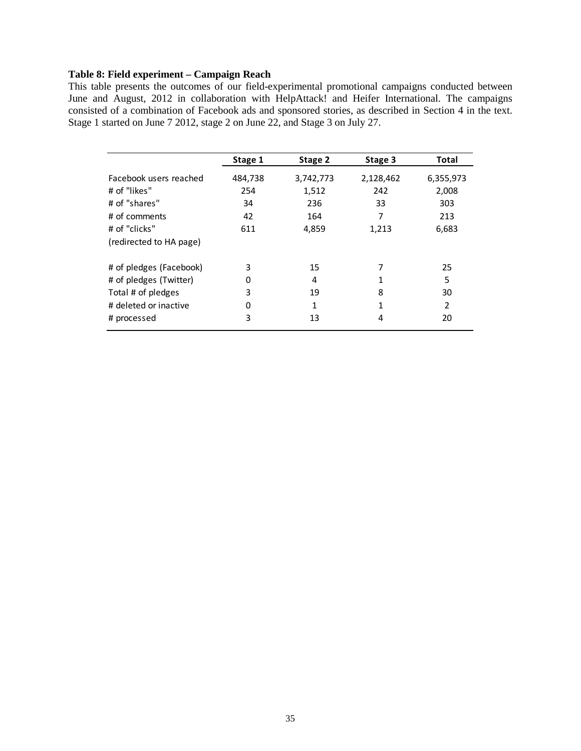**Table 8: Field experiment – Campaign Reach**

This table presents the outcomes of our field-experimental promotional campaigns conducted between June and August, 2012 in collaboration with HelpAttack! and Heifer International. The campaigns consisted of a combination of Facebook ads and sponsored stories, as described in Section 4 in the text. Stage 1 started on June 7 2012, stage 2 on June 22, and Stage 3 on July 27.

| | Stage 1 | Stage 2 | Stage 3 | Total |
|---|---|---|---|---|
| Facebook users reached | 484,738 | 3,742,773 | 2,128,462 | 6,355,973 |
| # of "likes" | 254 | 1,512 | 242 | 2,008 |
| # of "shares" | 34 | 236 | 33 | 303 |
| # of comments | 42 | 164 | 7 | 213 |
| # of "clicks" (redirected to HA page) | 611 | 4,859 | 1,213 | 6,683 |
| # of pledges (Facebook) | 3 | 15 | 7 | 25 |
| # of pledges (Twitter) | 0 | 4 | 1 | 5 |
| Total # of pledges | 3 | 19 | 8 | 30 |
| # deleted or inactive | 0 | 1 | 1 | 2 |
| # processed | 3 | 13 | 4 | 20 |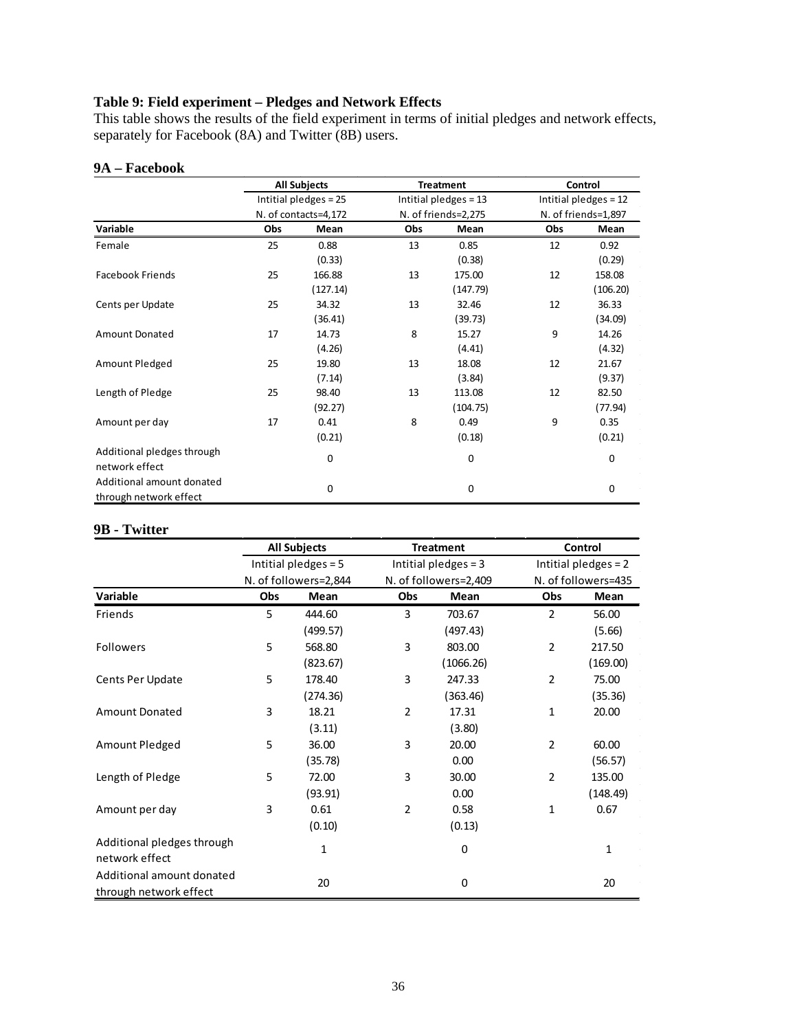**Table 9: Field experiment – Pledges and Network Effects**

This table shows the results of the field experiment in terms of initial pledges and network effects, separately for Facebook (8A) and Twitter (8B) users.

### 9A – Facebook

| | All Subjects | | Treatment | | Control | |
|---|---|---|---|---|---|---|
| | Intitial pledges = 25 | | Intitial pledges = 13 | | Intitial pledges = 12 | |
| | N. of contacts=4,172 | | N. of friends=2,275 | | N. of friends=1,897 | |
| **Variable** | **Obs** | **Mean** | **Obs** | **Mean** | **Obs** | **Mean** |
| Female | 25 | 0.88 | 13 | 0.85 | 12 | 0.92 |
| | | (0.33) | | (0.38) | | (0.29) |
| Facebook Friends | 25 | 166.88 | 13 | 175.00 | 12 | 158.08 |
| | | (127.14) | | (147.79) | | (106.20) |
| Cents per Update | 25 | 34.32 | 13 | 32.46 | 12 | 36.33 |
| | | (36.41) | | (39.73) | | (34.09) |
| Amount Donated | 17 | 14.73 | 8 | 15.27 | 9 | 14.26 |
| | | (4.26) | | (4.41) | | (4.32) |
| Amount Pledged | 25 | 19.80 | 13 | 18.08 | 12 | 21.67 |
| | | (7.14) | | (3.84) | | (9.37) |
| Length of Pledge | 25 | 98.40 | 13 | 113.08 | 12 | 82.50 |
| | | (92.27) | | (104.75) | | (77.94) |
| Amount per day | 17 | 0.41 | 8 | 0.49 | 9 | 0.35 |
| | | (0.21) | | (0.18) | | (0.21) |
| Additional pledges through network effect | | 0 | | 0 | | 0 |
| Additional amount donated through network effect | | 0 | | 0 | | 0 |

### 9B - Twitter

| | All Subjects | | Treatment | | Control | |
|---|---|---|---|---|---|---|
| | Intitial pledges = 5 | | Intitial pledges = 3 | | Intitial pledges = 2 | |
| | N. of followers=2,844 | | N. of followers=2,409 | | N. of followers=435 | |
| **Variable** | **Obs** | **Mean** | **Obs** | **Mean** | **Obs** | **Mean** |
| Friends | 5 | 444.60 | 3 | 703.67 | 2 | 56.00 |
| | | (499.57) | | (497.43) | | (5.66) |
| Followers | 5 | 568.80 | 3 | 803.00 | 2 | 217.50 |
| | | (823.67) | | (1066.26) | | (169.00) |
| Cents Per Update | 5 | 178.40 | 3 | 247.33 | 2 | 75.00 |
| | | (274.36) | | (363.46) | | (35.36) |
| Amount Donated | 3 | 18.21 | 2 | 17.31 | 1 | 20.00 |
| | | (3.11) | | (3.80) | | |
| Amount Pledged | 5 | 36.00 | 3 | 20.00 | 2 | 60.00 |
| | | (35.78) | | 0.00 | | (56.57) |
| Length of Pledge | 5 | 72.00 | 3 | 30.00 | 2 | 135.00 |
| | | (93.91) | | 0.00 | | (148.49) |
| Amount per day | 3 | 0.61 | 2 | 0.58 | 1 | 0.67 |
| | | (0.10) | | (0.13) | | |
| Additional pledges through network effect | | 1 | | 0 | | 1 |
| Additional amount donated through network effect | | 20 | | 0 | | 20 |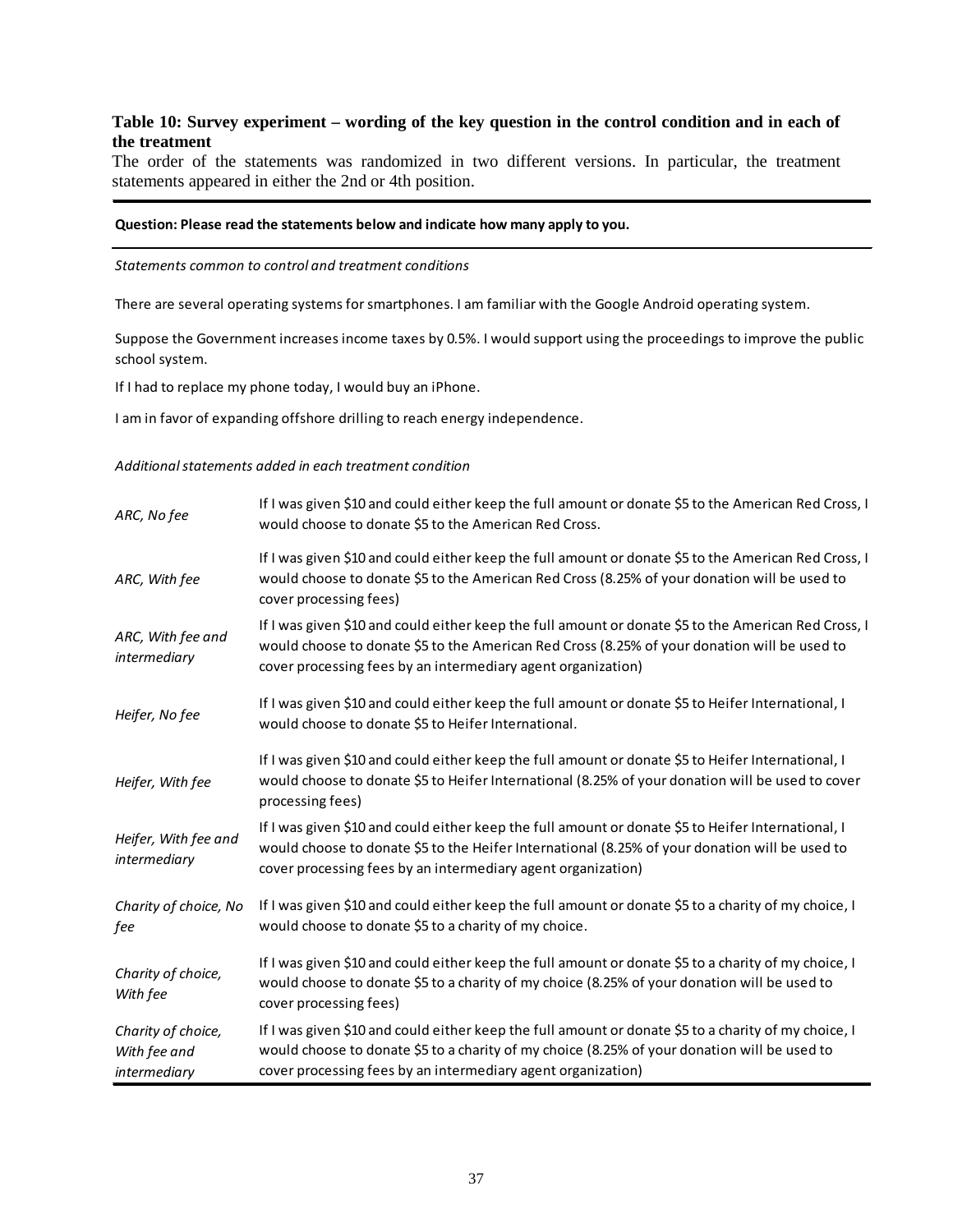**Table 10: Survey experiment – wording of the key question in the control condition and in each of the treatment**

The order of the statements was randomized in two different versions. In particular, the treatment statements appeared in either the 2nd or 4th position.

| **Question: Please read the statements below and indicate how many apply to you.** | |
|---|---|
| *Statements common to control and treatment conditions* | |
| There are several operating systems for smartphones. I am familiar with the Google Android operating system. | |
| Suppose the Government increases income taxes by 0.5%. I would support using the proceedings to improve the public school system. | |
| If I had to replace my phone today, I would buy an iPhone. | |
| I am in favor of expanding offshore drilling to reach energy independence. | |
| *Additional statements added in each treatment condition* | |
| *ARC, No fee* | If I was given $10 and could either keep the full amount or donate $5 to the American Red Cross, I would choose to donate $5 to the American Red Cross. |
| *ARC, With fee* | If I was given $10 and could either keep the full amount or donate $5 to the American Red Cross, I would choose to donate $5 to the American Red Cross (8.25% of your donation will be used to cover processing fees) |
| *ARC, With fee and intermediary* | If I was given $10 and could either keep the full amount or donate $5 to the American Red Cross, I would choose to donate $5 to the American Red Cross (8.25% of your donation will be used to cover processing fees by an intermediary agent organization) |
| *Heifer, No fee* | If I was given $10 and could either keep the full amount or donate $5 to Heifer International, I would choose to donate $5 to Heifer International. |
| *Heifer, With fee* | If I was given $10 and could either keep the full amount or donate $5 to Heifer International, I would choose to donate $5 to Heifer International (8.25% of your donation will be used to cover processing fees) |
| *Heifer, With fee and intermediary* | If I was given $10 and could either keep the full amount or donate $5 to Heifer International, I would choose to donate $5 to the Heifer International (8.25% of your donation will be used to cover processing fees by an intermediary agent organization) |
| *Charity of choice, No fee* | If I was given $10 and could either keep the full amount or donate $5 to a charity of my choice, I would choose to donate $5 to a charity of my choice. |
| *Charity of choice, With fee* | If I was given $10 and could either keep the full amount or donate $5 to a charity of my choice, I would choose to donate $5 to a charity of my choice (8.25% of your donation will be used to cover processing fees) |
| *Charity of choice, With fee and intermediary* | If I was given $10 and could either keep the full amount or donate $5 to a charity of my choice, I would choose to donate $5 to a charity of my choice (8.25% of your donation will be used to cover processing fees by an intermediary agent organization) |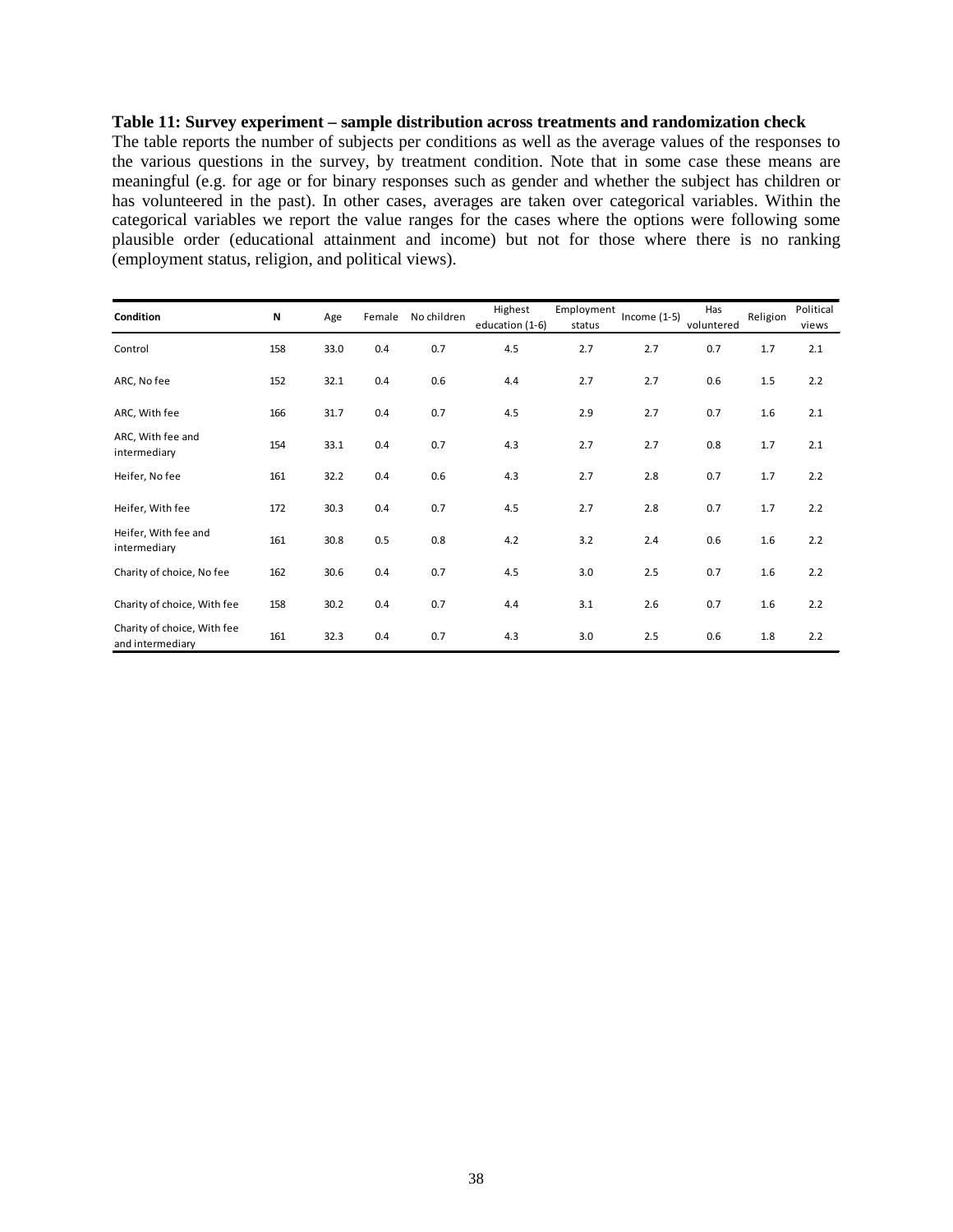**Table 11: Survey experiment – sample distribution across treatments and randomization check**

The table reports the number of subjects per conditions as well as the average values of the responses to the various questions in the survey, by treatment condition. Note that in some case these means are meaningful (e.g. for age or for binary responses such as gender and whether the subject has children or has volunteered in the past). In other cases, averages are taken over categorical variables. Within the categorical variables we report the value ranges for the cases where the options were following some plausible order (educational attainment and income) but not for those where there is no ranking (employment status, religion, and political views).

| Condition | N | Age | Female | No children | Highest education (1-6) | Employment status | Income (1-5) | Has voluntered | Religion | Political views |
|---|---|---|---|---|---|---|---|---|---|---|
| Control | 158 | 33.0 | 0.4 | 0.7 | 4.5 | 2.7 | 2.7 | 0.7 | 1.7 | 2.1 |
| ARC, No fee | 152 | 32.1 | 0.4 | 0.6 | 4.4 | 2.7 | 2.7 | 0.6 | 1.5 | 2.2 |
| ARC, With fee | 166 | 31.7 | 0.4 | 0.7 | 4.5 | 2.9 | 2.7 | 0.7 | 1.6 | 2.1 |
| ARC, With fee and intermediary | 154 | 33.1 | 0.4 | 0.7 | 4.3 | 2.7 | 2.7 | 0.8 | 1.7 | 2.1 |
| Heifer, No fee | 161 | 32.2 | 0.4 | 0.6 | 4.3 | 2.7 | 2.8 | 0.7 | 1.7 | 2.2 |
| Heifer, With fee | 172 | 30.3 | 0.4 | 0.7 | 4.5 | 2.7 | 2.8 | 0.7 | 1.7 | 2.2 |
| Heifer, With fee and intermediary | 161 | 30.8 | 0.5 | 0.8 | 4.2 | 3.2 | 2.4 | 0.6 | 1.6 | 2.2 |
| Charity of choice, No fee | 162 | 30.6 | 0.4 | 0.7 | 4.5 | 3.0 | 2.5 | 0.7 | 1.6 | 2.2 |
| Charity of choice, With fee | 158 | 30.2 | 0.4 | 0.7 | 4.4 | 3.1 | 2.6 | 0.7 | 1.6 | 2.2 |
| Charity of choice, With fee and intermediary | 161 | 32.3 | 0.4 | 0.7 | 4.3 | 3.0 | 2.5 | 0.6 | 1.8 | 2.2 |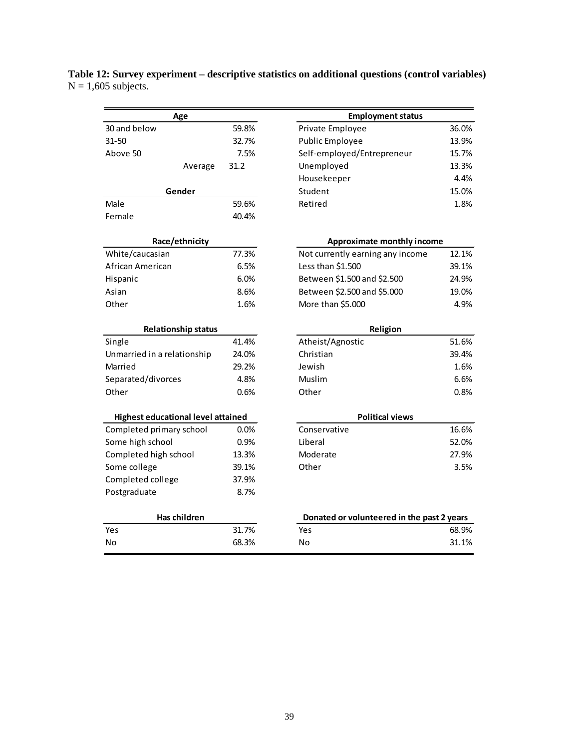**Table 12: Survey experiment – descriptive statistics on additional questions (control variables)**
N = 1,605 subjects.

| Age | |
|---|---|
| 30 and below | 59.8% |
| 31-50 | 32.7% |
| Above 50 | 7.5% |
| Average | 31.2 |

| Gender | |
|---|---|
| Male | 59.6% |
| Female | 40.4% |

| Race/ethnicity | |
|---|---|
| White/caucasian | 77.3% |
| African American | 6.5% |
| Hispanic | 6.0% |
| Asian | 8.6% |
| Other | 1.6% |

| Relationship status | |
|---|---|
| Single | 41.4% |
| Unmarried in a relationship | 24.0% |
| Married | 29.2% |
| Separated/divorces | 4.8% |
| Other | 0.6% |

| Highest educational level attained | |
|---|---|
| Completed primary school | 0.0% |
| Some high school | 0.9% |
| Completed high school | 13.3% |
| Some college | 39.1% |
| Completed college | 37.9% |
| Postgraduate | 8.7% |

| Has children | |
|---|---|
| Yes | 31.7% |
| No | 68.3% |

| Employment status | |
|---|---|
| Private Employee | 36.0% |
| Public Employee | 13.9% |
| Self-employed/Entrepreneur | 15.7% |
| Unemployed | 13.3% |
| Housekeeper | 4.4% |
| Student | 15.0% |
| Retired | 1.8% |

| Approximate monthly income | |
|---|---|
| Not currently earning any income | 12.1% |
| Less than $1.500 | 39.1% |
| Between $1.500 and $2.500 | 24.9% |
| Between $2.500 and $5.000 | 19.0% |
| More than $5.000 | 4.9% |

| Religion | |
|---|---|
| Atheist/Agnostic | 51.6% |
| Christian | 39.4% |
| Jewish | 1.6% |
| Muslim | 6.6% |
| Other | 0.8% |

| Political views | |
|---|---|
| Conservative | 16.6% |
| Liberal | 52.0% |
| Moderate | 27.9% |
| Other | 3.5% |

| Donated or volunteered in the past 2 years | |
|---|---|
| Yes | 68.9% |
| No | 31.1% |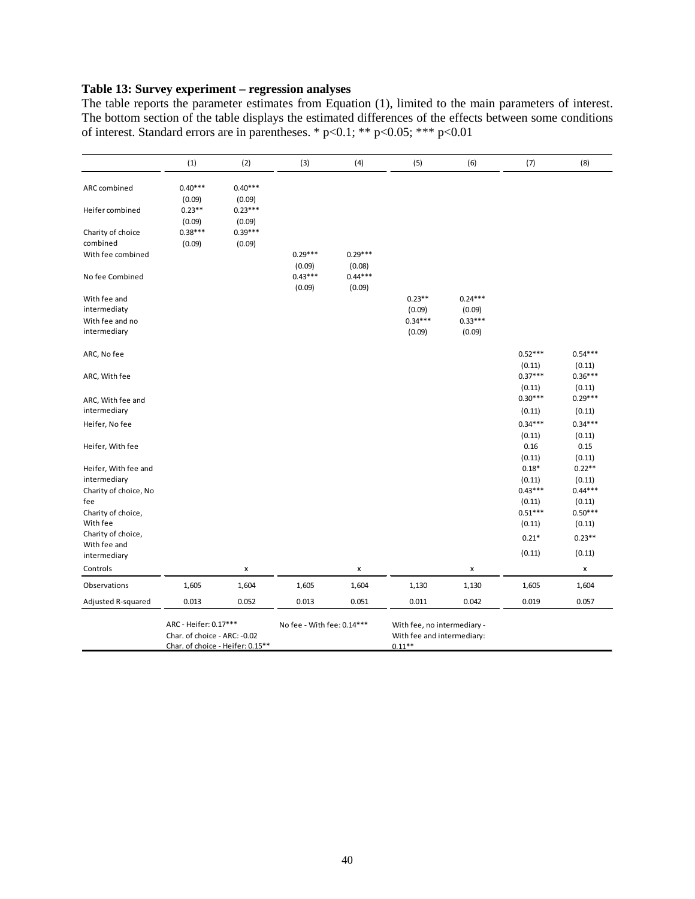**Table 13: Survey experiment – regression analyses**

The table reports the parameter estimates from Equation (1), limited to the main parameters of interest. The bottom section of the table displays the estimated differences of the effects between some conditions of interest. Standard errors are in parentheses. * p<0.1; ** p<0.05; *** p<0.01

| | (1) | (2) | (3) | (4) | (5) | (6) | (7) | (8) |
|---|---|---|---|---|---|---|---|---|
| ARC combined | 0.40*** | 0.40*** | | | | | | |
| | (0.09) | (0.09) | | | | | | |
| Heifer combined | 0.23** | 0.23*** | | | | | | |
| | (0.09) | (0.09) | | | | | | |
| Charity of choice combined | 0.38*** | 0.39*** | | | | | | |
| | (0.09) | (0.09) | | | | | | |
| With fee combined | | | 0.29*** | 0.29*** | | | | |
| | | | (0.09) | (0.08) | | | | |
| No fee Combined | | | 0.43*** | 0.44*** | | | | |
| | | | (0.09) | (0.09) | | | | |
| With fee and intermediaty | | | | | 0.23** | 0.24*** | | |
| | | | | | (0.09) | (0.09) | | |
| With fee and no intermediary | | | | | 0.34*** | 0.33*** | | |
| | | | | | (0.09) | (0.09) | | |
| ARC, No fee | | | | | | | 0.52*** | 0.54*** |
| | | | | | | | (0.11) | (0.11) |
| ARC, With fee | | | | | | | 0.37*** | 0.36*** |
| | | | | | | | (0.11) | (0.11) |
| ARC, With fee and intermediary | | | | | | | 0.30*** | 0.29*** |
| | | | | | | | (0.11) | (0.11) |
| Heifer, No fee | | | | | | | 0.34*** | 0.34*** |
| | | | | | | | (0.11) | (0.11) |
| Heifer, With fee | | | | | | | 0.16 | 0.15 |
| | | | | | | | (0.11) | (0.11) |
| Heifer, With fee and intermediary | | | | | | | 0.18* | 0.22** |
| | | | | | | | (0.11) | (0.11) |
| Charity of choice, No fee | | | | | | | 0.43*** | 0.44*** |
| | | | | | | | (0.11) | (0.11) |
| Charity of choice, With fee | | | | | | | 0.51*** | 0.50*** |
| | | | | | | | (0.11) | (0.11) |
| Charity of choice, With fee and intermediary | | | | | | | 0.21* | 0.23** |
| | | | | | | | (0.11) | (0.11) |
| Controls | | x | | x | | x | | x |
| Observations | 1,605 | 1,604 | 1,605 | 1,604 | 1,130 | 1,130 | 1,605 | 1,604 |
| Adjusted R-squared | 0.013 | 0.052 | 0.013 | 0.051 | 0.011 | 0.042 | 0.019 | 0.057 |
| | ARC - Heifer: 0.17***<br>Char. of choice - ARC: -0.02<br>Char. of choice - Heifer: 0.15** | | No fee - With fee: 0.14*** | | With fee, no intermediary - With fee and intermediary: 0.11** | | | |